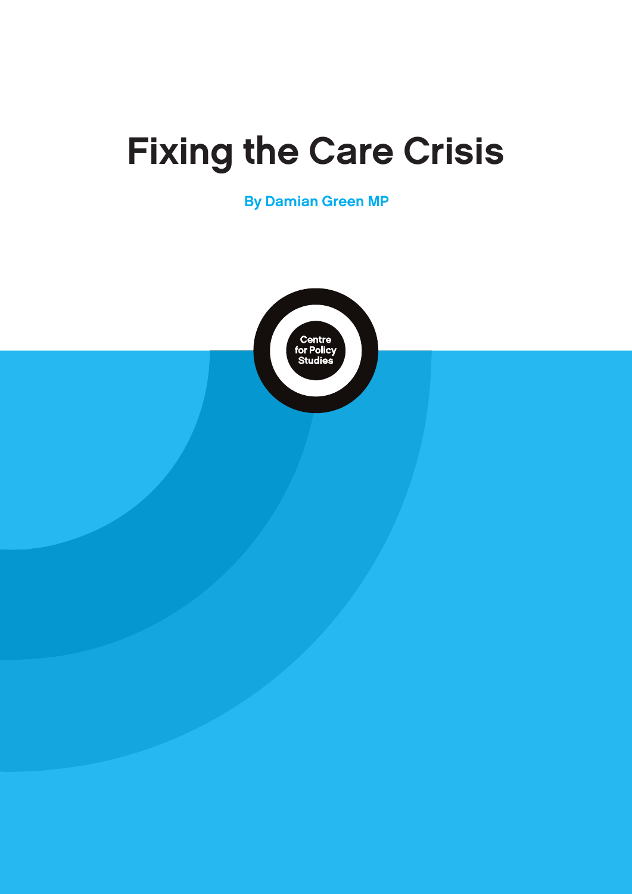# Fixing the Care Crisis

**By Damian Green MP**

Centre for Policy Studies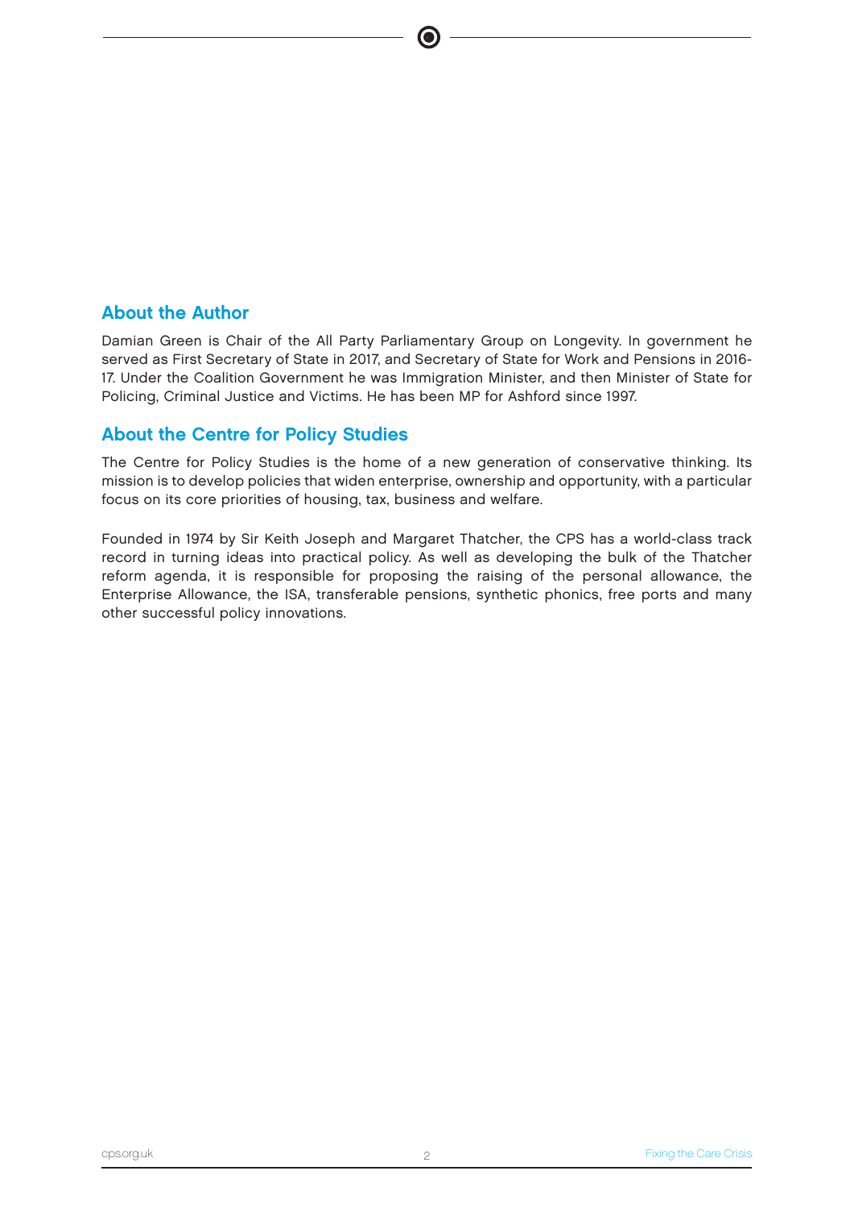## About the Author

Damian Green is Chair of the All Party Parliamentary Group on Longevity. In government he served as First Secretary of State in 2017, and Secretary of State for Work and Pensions in 2016-17. Under the Coalition Government he was Immigration Minister, and then Minister of State for Policing, Criminal Justice and Victims. He has been MP for Ashford since 1997.

## About the Centre for Policy Studies

The Centre for Policy Studies is the home of a new generation of conservative thinking. Its mission is to develop policies that widen enterprise, ownership and opportunity, with a particular focus on its core priorities of housing, tax, business and welfare.

Founded in 1974 by Sir Keith Joseph and Margaret Thatcher, the CPS has a world-class track record in turning ideas into practical policy. As well as developing the bulk of the Thatcher reform agenda, it is responsible for proposing the raising of the personal allowance, the Enterprise Allowance, the ISA, transferable pensions, synthetic phonics, free ports and many other successful policy innovations.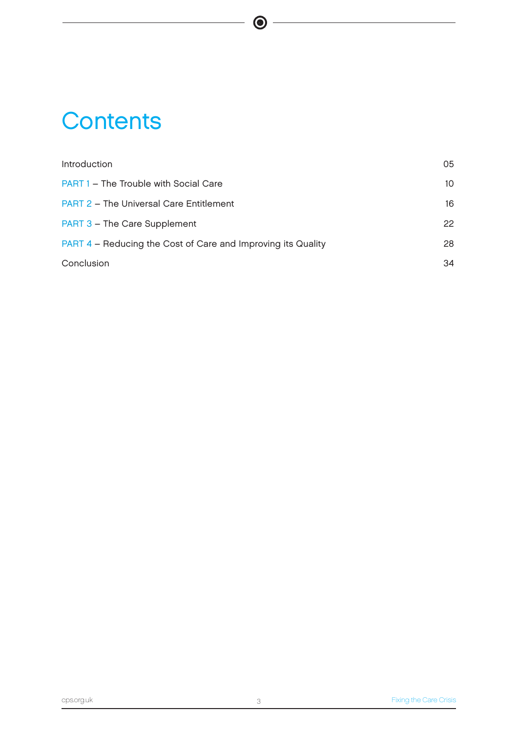# Contents

| | |
|---|---|
| Introduction | 05 |
| PART 1 – The Trouble with Social Care | 10 |
| PART 2 – The Universal Care Entitlement | 16 |
| PART 3 – The Care Supplement | 22 |
| PART 4 – Reducing the Cost of Care and Improving its Quality | 28 |
| Conclusion | 34 |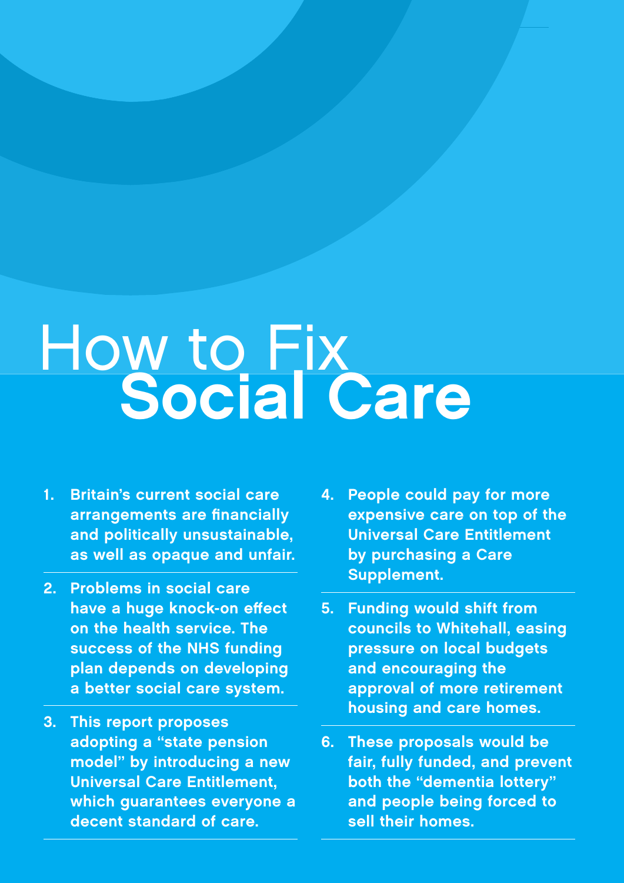# How to Fix **Social Care**

1. **Britain's current social care arrangements are financially and politically unsustainable, as well as opaque and unfair.**

2. **Problems in social care have a huge knock-on effect on the health service. The success of the NHS funding plan depends on developing a better social care system.**

3. **This report proposes adopting a "state pension model" by introducing a new Universal Care Entitlement, which guarantees everyone a decent standard of care.**

4. **People could pay for more expensive care on top of the Universal Care Entitlement by purchasing a Care Supplement.**

5. **Funding would shift from councils to Whitehall, easing pressure on local budgets and encouraging the approval of more retirement housing and care homes.**

6. **These proposals would be fair, fully funded, and prevent both the "dementia lottery" and people being forced to sell their homes.**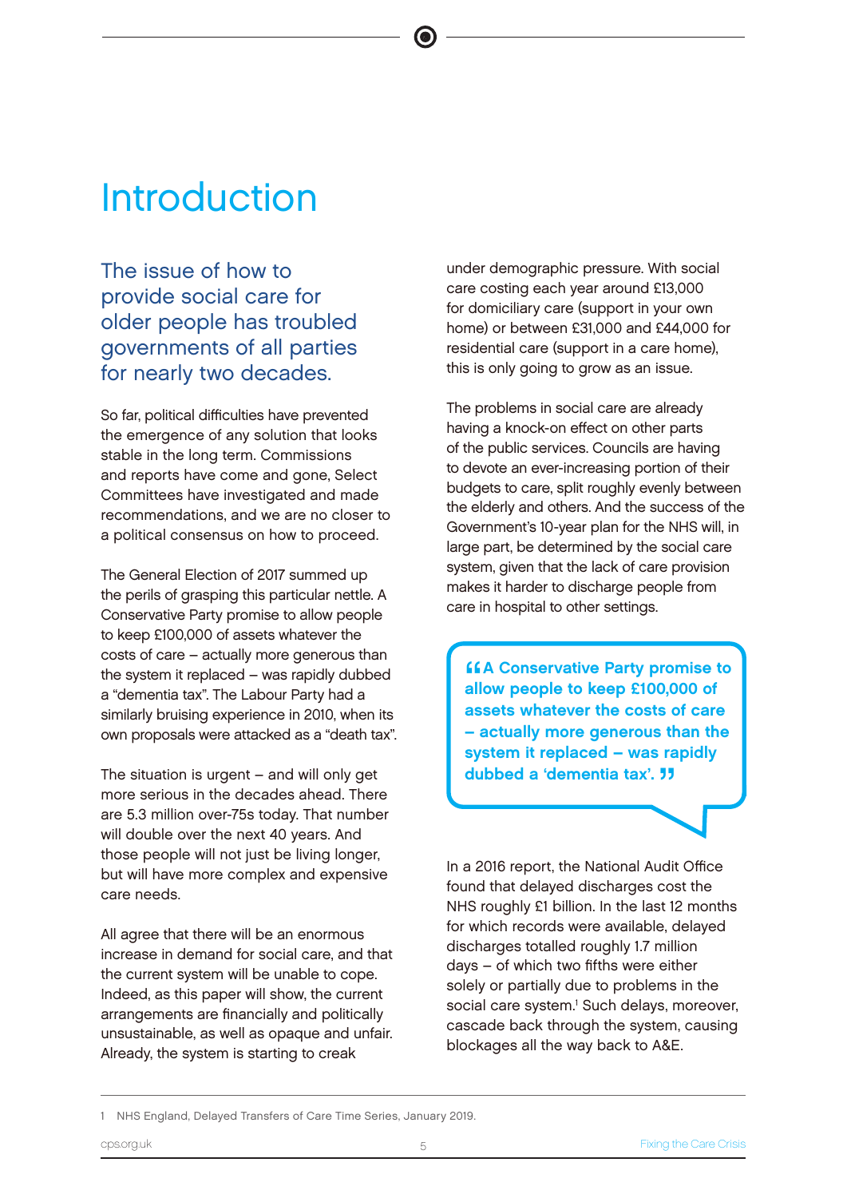# Introduction

## The issue of how to provide social care for older people has troubled governments of all parties for nearly two decades.

So far, political difficulties have prevented the emergence of any solution that looks stable in the long term. Commissions and reports have come and gone, Select Committees have investigated and made recommendations, and we are no closer to a political consensus on how to proceed.

The General Election of 2017 summed up the perils of grasping this particular nettle. A Conservative Party promise to allow people to keep £100,000 of assets whatever the costs of care – actually more generous than the system it replaced – was rapidly dubbed a "dementia tax". The Labour Party had a similarly bruising experience in 2010, when its own proposals were attacked as a "death tax".

The situation is urgent – and will only get more serious in the decades ahead. There are 5.3 million over-75s today. That number will double over the next 40 years. And those people will not just be living longer, but will have more complex and expensive care needs.

All agree that there will be an enormous increase in demand for social care, and that the current system will be unable to cope. Indeed, as this paper will show, the current arrangements are financially and politically unsustainable, as well as opaque and unfair. Already, the system is starting to creak under demographic pressure. With social care costing each year around £13,000 for domiciliary care (support in your own home) or between £31,000 and £44,000 for residential care (support in a care home), this is only going to grow as an issue.

The problems in social care are already having a knock-on effect on other parts of the public services. Councils are having to devote an ever-increasing portion of their budgets to care, split roughly evenly between the elderly and others. And the success of the Government's 10-year plan for the NHS will, in large part, be determined by the social care system, given that the lack of care provision makes it harder to discharge people from care in hospital to other settings.

> **"A Conservative Party promise to allow people to keep £100,000 of assets whatever the costs of care – actually more generous than the system it replaced – was rapidly dubbed a 'dementia tax'."**

In a 2016 report, the National Audit Office found that delayed discharges cost the NHS roughly £1 billion. In the last 12 months for which records were available, delayed discharges totalled roughly 1.7 million days – of which two fifths were either solely or partially due to problems in the social care system.[1] Such delays, moreover, cascade back through the system, causing blockages all the way back to A&E.

---

1 NHS England, Delayed Transfers of Care Time Series, January 2019.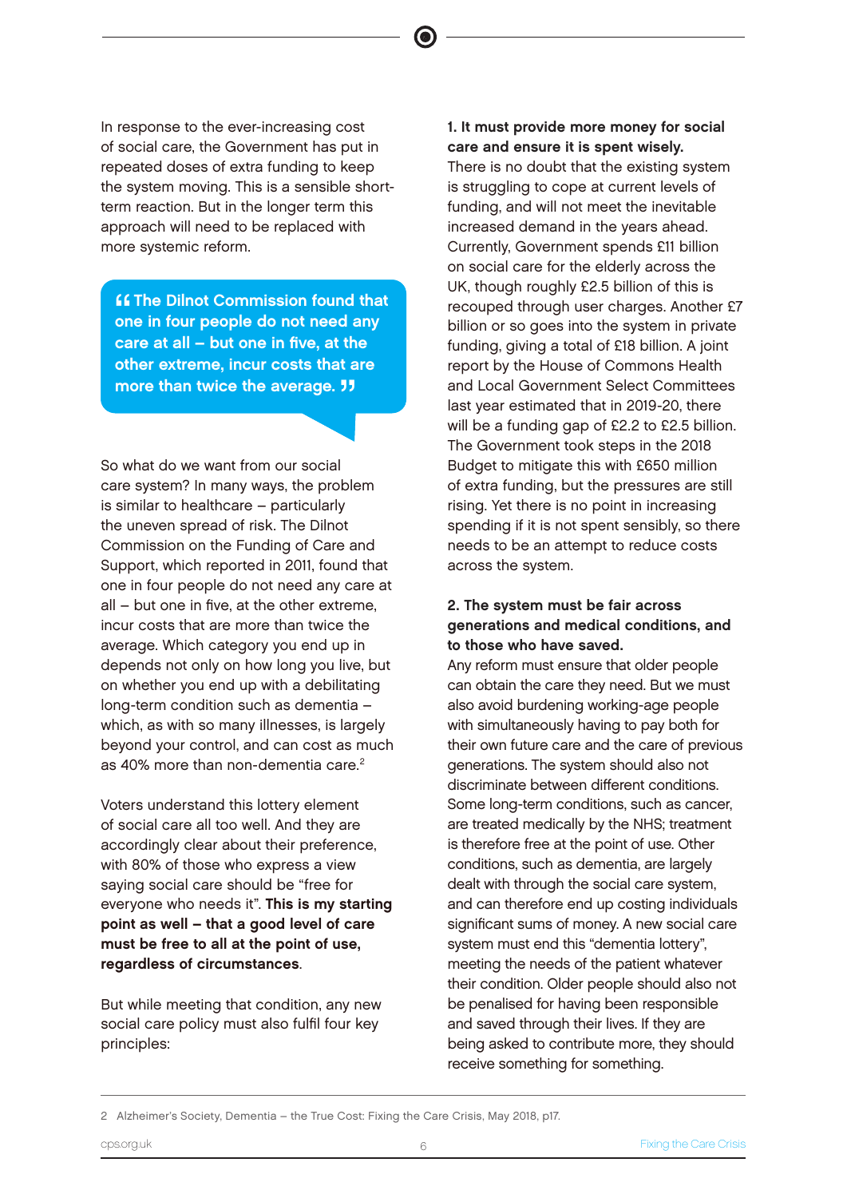In response to the ever-increasing cost of social care, the Government has put in repeated doses of extra funding to keep the system moving. This is a sensible short-term reaction. But in the longer term this approach will need to be replaced with more systemic reform.

> **“The Dilnot Commission found that one in four people do not need any care at all – but one in five, at the other extreme, incur costs that are more than twice the average.”**

So what do we want from our social care system? In many ways, the problem is similar to healthcare – particularly the uneven spread of risk. The Dilnot Commission on the Funding of Care and Support, which reported in 2011, found that one in four people do not need any care at all – but one in five, at the other extreme, incur costs that are more than twice the average. Which category you end up in depends not only on how long you live, but on whether you end up with a debilitating long-term condition such as dementia – which, as with so many illnesses, is largely beyond your control, and can cost as much as 40% more than non-dementia care.[2]

Voters understand this lottery element of social care all too well. And they are accordingly clear about their preference, with 80% of those who express a view saying social care should be “free for everyone who needs it”. **This is my starting point as well – that a good level of care must be free to all at the point of use, regardless of circumstances**.

But while meeting that condition, any new social care policy must also fulfil four key principles:

**1. It must provide more money for social care and ensure it is spent wisely.**
There is no doubt that the existing system is struggling to cope at current levels of funding, and will not meet the inevitable increased demand in the years ahead. Currently, Government spends £11 billion on social care for the elderly across the UK, though roughly £2.5 billion of this is recouped through user charges. Another £7 billion or so goes into the system in private funding, giving a total of £18 billion. A joint report by the House of Commons Health and Local Government Select Committees last year estimated that in 2019-20, there will be a funding gap of £2.2 to £2.5 billion. The Government took steps in the 2018 Budget to mitigate this with £650 million of extra funding, but the pressures are still rising. Yet there is no point in increasing spending if it is not spent sensibly, so there needs to be an attempt to reduce costs across the system.

**2. The system must be fair across generations and medical conditions, and to those who have saved.**
Any reform must ensure that older people can obtain the care they need. But we must also avoid burdening working-age people with simultaneously having to pay both for their own future care and the care of previous generations. The system should also not discriminate between different conditions. Some long-term conditions, such as cancer, are treated medically by the NHS; treatment is therefore free at the point of use. Other conditions, such as dementia, are largely dealt with through the social care system, and can therefore end up costing individuals significant sums of money. A new social care system must end this “dementia lottery”, meeting the needs of the patient whatever their condition. Older people should also not be penalised for having been responsible and saved through their lives. If they are being asked to contribute more, they should receive something for something.

---

2 Alzheimer’s Society, Dementia – the True Cost: Fixing the Care Crisis, May 2018, p17.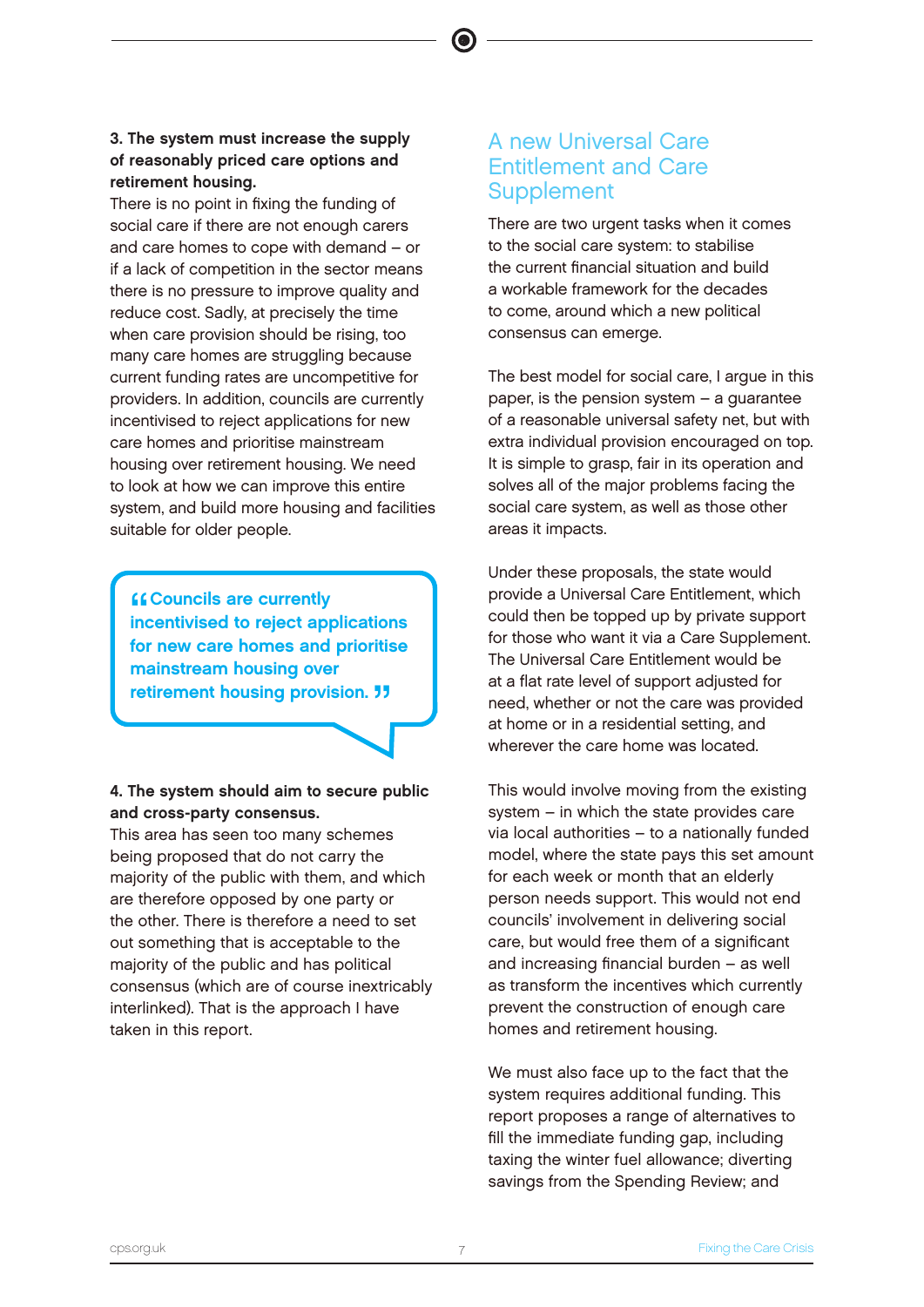**3. The system must increase the supply of reasonably priced care options and retirement housing.**

There is no point in fixing the funding of social care if there are not enough carers and care homes to cope with demand – or if a lack of competition in the sector means there is no pressure to improve quality and reduce cost. Sadly, at precisely the time when care provision should be rising, too many care homes are struggling because current funding rates are uncompetitive for providers. In addition, councils are currently incentivised to reject applications for new care homes and prioritise mainstream housing over retirement housing. We need to look at how we can improve this entire system, and build more housing and facilities suitable for older people.

> **"Councils are currently incentivised to reject applications for new care homes and prioritise mainstream housing over retirement housing provision."**

**4. The system should aim to secure public and cross-party consensus.**

This area has seen too many schemes being proposed that do not carry the majority of the public with them, and which are therefore opposed by one party or the other. There is therefore a need to set out something that is acceptable to the majority of the public and has political consensus (which are of course inextricably interlinked). That is the approach I have taken in this report.

## A new Universal Care Entitlement and Care Supplement

There are two urgent tasks when it comes to the social care system: to stabilise the current financial situation and build a workable framework for the decades to come, around which a new political consensus can emerge.

The best model for social care, I argue in this paper, is the pension system – a guarantee of a reasonable universal safety net, but with extra individual provision encouraged on top. It is simple to grasp, fair in its operation and solves all of the major problems facing the social care system, as well as those other areas it impacts.

Under these proposals, the state would provide a Universal Care Entitlement, which could then be topped up by private support for those who want it via a Care Supplement. The Universal Care Entitlement would be at a flat rate level of support adjusted for need, whether or not the care was provided at home or in a residential setting, and wherever the care home was located.

This would involve moving from the existing system – in which the state provides care via local authorities – to a nationally funded model, where the state pays this set amount for each week or month that an elderly person needs support. This would not end councils' involvement in delivering social care, but would free them of a significant and increasing financial burden – as well as transform the incentives which currently prevent the construction of enough care homes and retirement housing.

We must also face up to the fact that the system requires additional funding. This report proposes a range of alternatives to fill the immediate funding gap, including taxing the winter fuel allowance; diverting savings from the Spending Review; and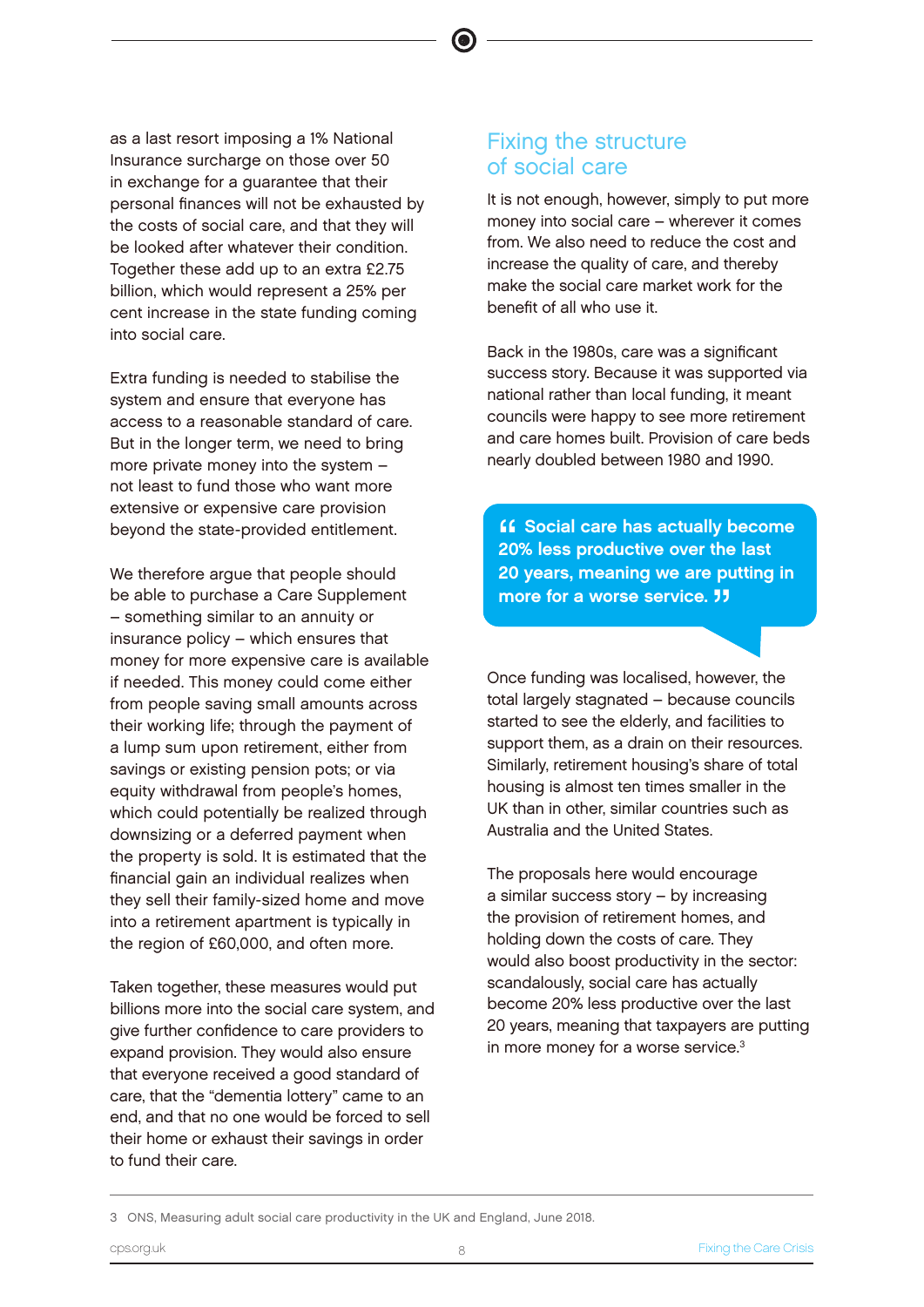as a last resort imposing a 1% National Insurance surcharge on those over 50 in exchange for a guarantee that their personal finances will not be exhausted by the costs of social care, and that they will be looked after whatever their condition. Together these add up to an extra £2.75 billion, which would represent a 25% per cent increase in the state funding coming into social care.

Extra funding is needed to stabilise the system and ensure that everyone has access to a reasonable standard of care. But in the longer term, we need to bring more private money into the system – not least to fund those who want more extensive or expensive care provision beyond the state-provided entitlement.

We therefore argue that people should be able to purchase a Care Supplement – something similar to an annuity or insurance policy – which ensures that money for more expensive care is available if needed. This money could come either from people saving small amounts across their working life; through the payment of a lump sum upon retirement, either from savings or existing pension pots; or via equity withdrawal from people's homes, which could potentially be realized through downsizing or a deferred payment when the property is sold. It is estimated that the financial gain an individual realizes when they sell their family-sized home and move into a retirement apartment is typically in the region of £60,000, and often more.

Taken together, these measures would put billions more into the social care system, and give further confidence to care providers to expand provision. They would also ensure that everyone received a good standard of care, that the "dementia lottery" came to an end, and that no one would be forced to sell their home or exhaust their savings in order to fund their care.

## Fixing the structure of social care

It is not enough, however, simply to put more money into social care – wherever it comes from. We also need to reduce the cost and increase the quality of care, and thereby make the social care market work for the benefit of all who use it.

Back in the 1980s, care was a significant success story. Because it was supported via national rather than local funding, it meant councils were happy to see more retirement and care homes built. Provision of care beds nearly doubled between 1980 and 1990.

> **"Social care has actually become 20% less productive over the last 20 years, meaning we are putting in more for a worse service."**

Once funding was localised, however, the total largely stagnated – because councils started to see the elderly, and facilities to support them, as a drain on their resources. Similarly, retirement housing's share of total housing is almost ten times smaller in the UK than in other, similar countries such as Australia and the United States.

The proposals here would encourage a similar success story – by increasing the provision of retirement homes, and holding down the costs of care. They would also boost productivity in the sector: scandalously, social care has actually become 20% less productive over the last 20 years, meaning that taxpayers are putting in more money for a worse service.[3]

3 ONS, Measuring adult social care productivity in the UK and England, June 2018.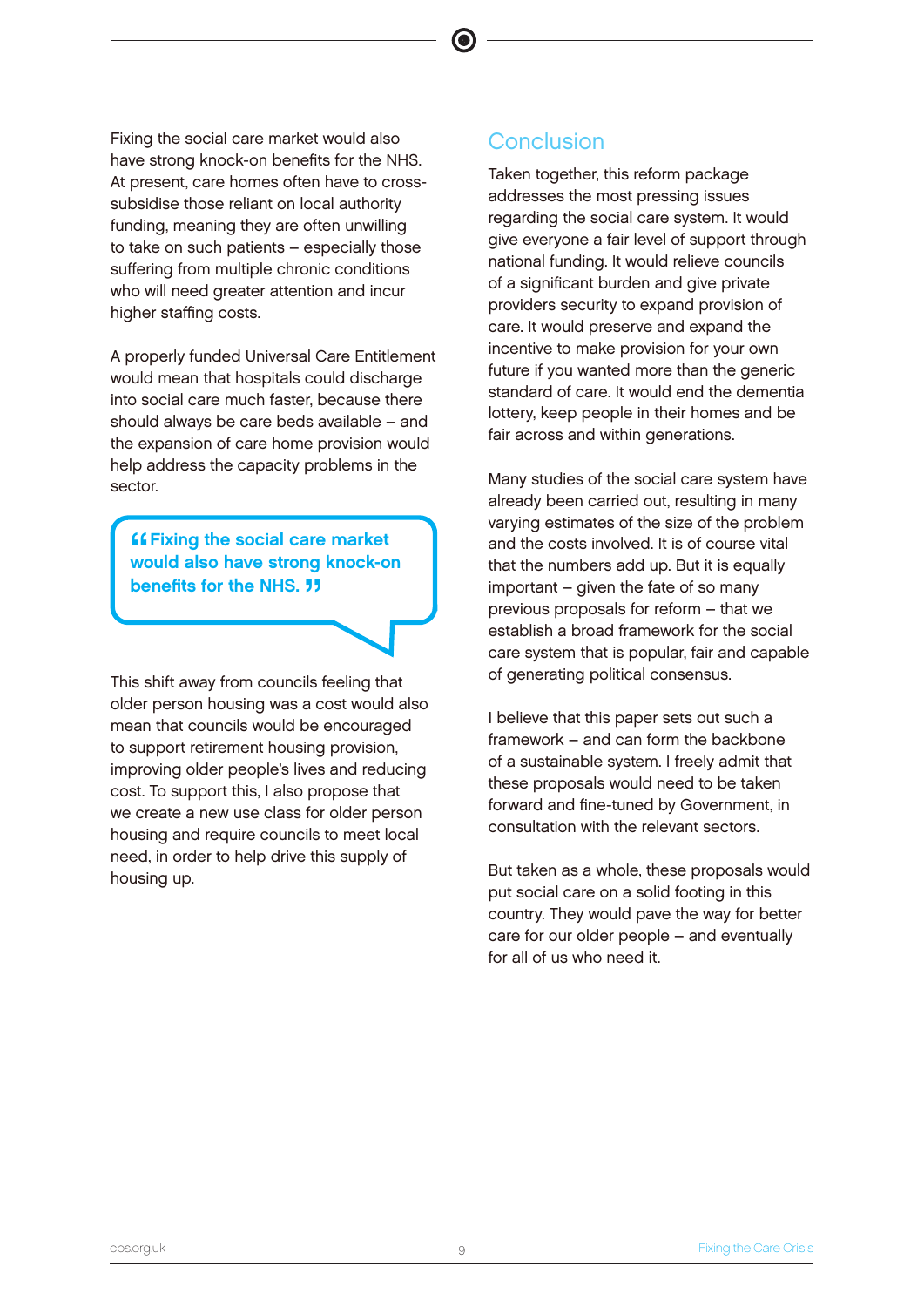Fixing the social care market would also have strong knock-on benefits for the NHS. At present, care homes often have to cross-subsidise those reliant on local authority funding, meaning they are often unwilling to take on such patients – especially those suffering from multiple chronic conditions who will need greater attention and incur higher staffing costs.

A properly funded Universal Care Entitlement would mean that hospitals could discharge into social care much faster, because there should always be care beds available – and the expansion of care home provision would help address the capacity problems in the sector.

> **"Fixing the social care market would also have strong knock-on benefits for the NHS."**

This shift away from councils feeling that older person housing was a cost would also mean that councils would be encouraged to support retirement housing provision, improving older people's lives and reducing cost. To support this, I also propose that we create a new use class for older person housing and require councils to meet local need, in order to help drive this supply of housing up.

## Conclusion

Taken together, this reform package addresses the most pressing issues regarding the social care system. It would give everyone a fair level of support through national funding. It would relieve councils of a significant burden and give private providers security to expand provision of care. It would preserve and expand the incentive to make provision for your own future if you wanted more than the generic standard of care. It would end the dementia lottery, keep people in their homes and be fair across and within generations.

Many studies of the social care system have already been carried out, resulting in many varying estimates of the size of the problem and the costs involved. It is of course vital that the numbers add up. But it is equally important – given the fate of so many previous proposals for reform – that we establish a broad framework for the social care system that is popular, fair and capable of generating political consensus.

I believe that this paper sets out such a framework – and can form the backbone of a sustainable system. I freely admit that these proposals would need to be taken forward and fine-tuned by Government, in consultation with the relevant sectors.

But taken as a whole, these proposals would put social care on a solid footing in this country. They would pave the way for better care for our older people – and eventually for all of us who need it.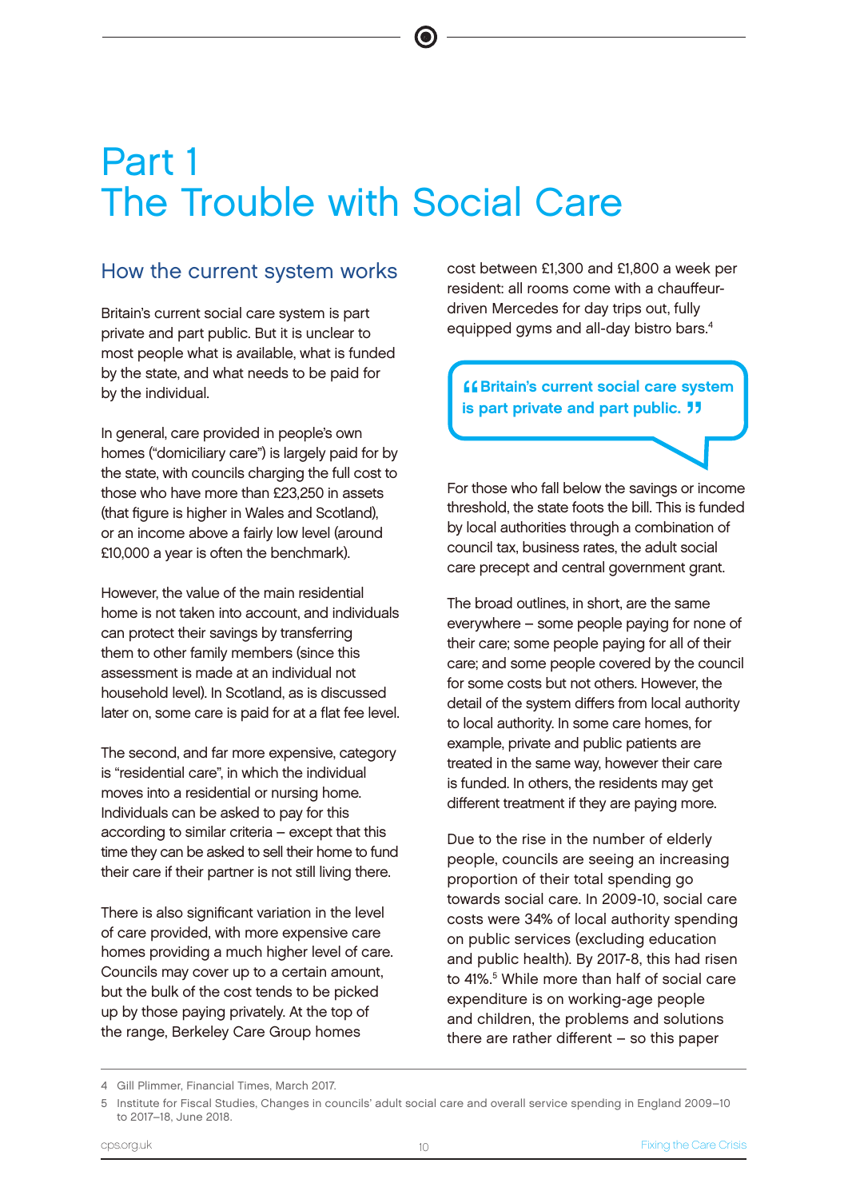# Part 1
# The Trouble with Social Care

## How the current system works

Britain's current social care system is part private and part public. But it is unclear to most people what is available, what is funded by the state, and what needs to be paid for by the individual.

In general, care provided in people's own homes ("domiciliary care") is largely paid for by the state, with councils charging the full cost to those who have more than £23,250 in assets (that figure is higher in Wales and Scotland), or an income above a fairly low level (around £10,000 a year is often the benchmark).

However, the value of the main residential home is not taken into account, and individuals can protect their savings by transferring them to other family members (since this assessment is made at an individual not household level). In Scotland, as is discussed later on, some care is paid for at a flat fee level.

The second, and far more expensive, category is "residential care", in which the individual moves into a residential or nursing home. Individuals can be asked to pay for this according to similar criteria – except that this time they can be asked to sell their home to fund their care if their partner is not still living there.

There is also significant variation in the level of care provided, with more expensive care homes providing a much higher level of care. Councils may cover up to a certain amount, but the bulk of the cost tends to be picked up by those paying privately. At the top of the range, Berkeley Care Group homes cost between £1,300 and £1,800 a week per resident: all rooms come with a chauffeur-driven Mercedes for day trips out, fully equipped gyms and all-day bistro bars.[4]

> **"Britain's current social care system is part private and part public."**

For those who fall below the savings or income threshold, the state foots the bill. This is funded by local authorities through a combination of council tax, business rates, the adult social care precept and central government grant.

The broad outlines, in short, are the same everywhere – some people paying for none of their care; some people paying for all of their care; and some people covered by the council for some costs but not others. However, the detail of the system differs from local authority to local authority. In some care homes, for example, private and public patients are treated in the same way, however their care is funded. In others, the residents may get different treatment if they are paying more.

Due to the rise in the number of elderly people, councils are seeing an increasing proportion of their total spending go towards social care. In 2009-10, social care costs were 34% of local authority spending on public services (excluding education and public health). By 2017-8, this had risen to 41%.[5] While more than half of social care expenditure is on working-age people and children, the problems and solutions there are rather different – so this paper

---

4 Gill Plimmer, Financial Times, March 2017.

5 Institute for Fiscal Studies, Changes in councils' adult social care and overall service spending in England 2009–10 to 2017–18, June 2018.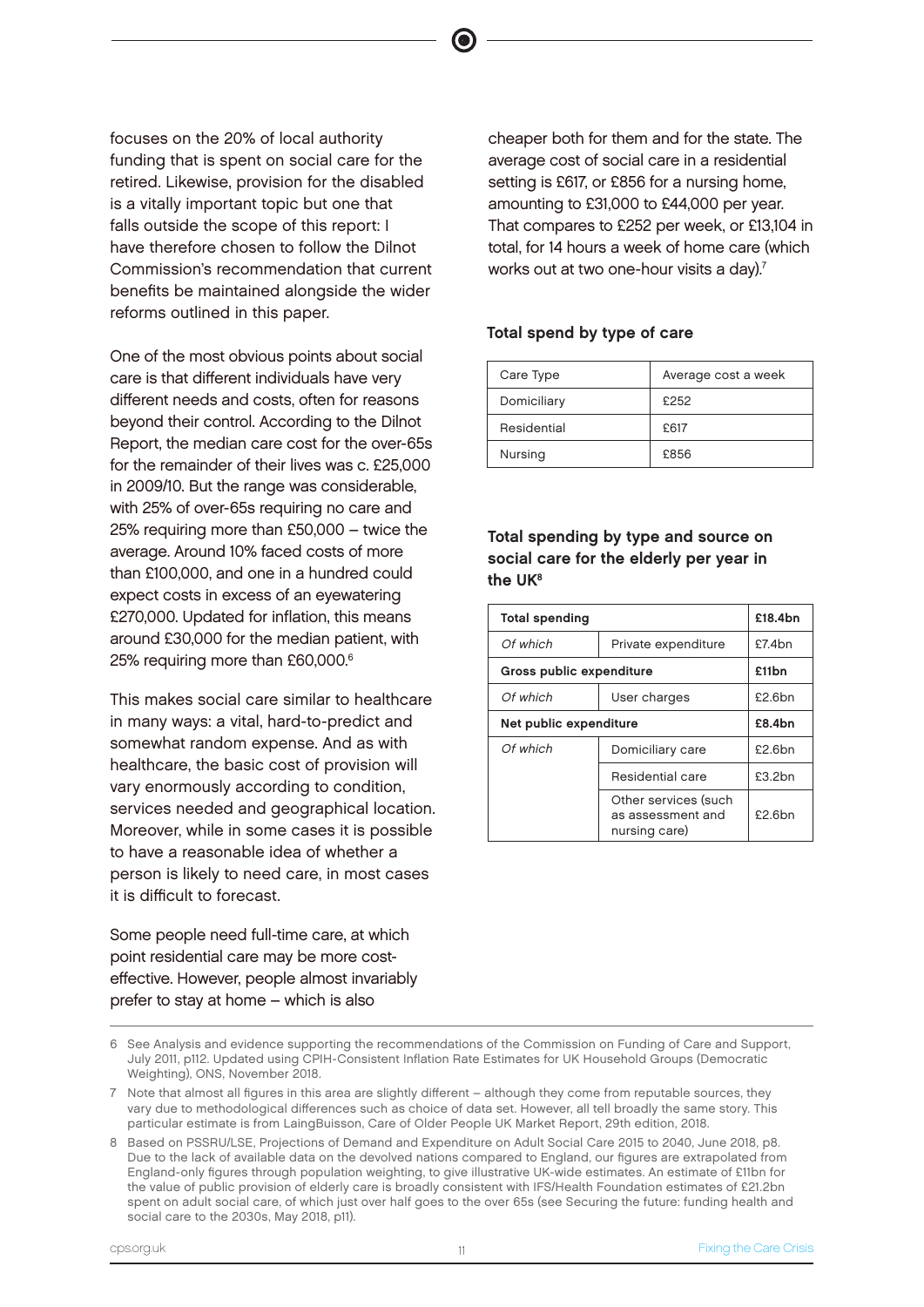focuses on the 20% of local authority funding that is spent on social care for the retired. Likewise, provision for the disabled is a vitally important topic but one that falls outside the scope of this report: I have therefore chosen to follow the Dilnot Commission's recommendation that current benefits be maintained alongside the wider reforms outlined in this paper.

One of the most obvious points about social care is that different individuals have very different needs and costs, often for reasons beyond their control. According to the Dilnot Report, the median care cost for the over-65s for the remainder of their lives was c. £25,000 in 2009/10. But the range was considerable, with 25% of over-65s requiring no care and 25% requiring more than £50,000 – twice the average. Around 10% faced costs of more than £100,000, and one in a hundred could expect costs in excess of an eyewatering £270,000. Updated for inflation, this means around £30,000 for the median patient, with 25% requiring more than £60,000.[6]

This makes social care similar to healthcare in many ways: a vital, hard-to-predict and somewhat random expense. And as with healthcare, the basic cost of provision will vary enormously according to condition, services needed and geographical location. Moreover, while in some cases it is possible to have a reasonable idea of whether a person is likely to need care, in most cases it is difficult to forecast.

Some people need full-time care, at which point residential care may be more cost-effective. However, people almost invariably prefer to stay at home – which is also cheaper both for them and for the state. The average cost of social care in a residential setting is £617, or £856 for a nursing home, amounting to £31,000 to £44,000 per year. That compares to £252 per week, or £13,104 in total, for 14 hours a week of home care (which works out at two one-hour visits a day).[7]

**Total spend by type of care**

| Care Type | Average cost a week |
|---|---|
| Domiciliary | £252 |
| Residential | £617 |
| Nursing | £856 |

**Total spending by type and source on social care for the elderly per year in the UK[8]**

| **Total spending** | | **£18.4bn** |
|---|---|---|
| *Of which* | Private expenditure | £7.4bn |
| **Gross public expenditure** | | **£11bn** |
| *Of which* | User charges | £2.6bn |
| **Net public expenditure** | | **£8.4bn** |
| *Of which* | Domiciliary care | £2.6bn |
| | Residential care | £3.2bn |
| | Other services (such as assessment and nursing care) | £2.6bn |

6 See Analysis and evidence supporting the recommendations of the Commission on Funding of Care and Support, July 2011, p112. Updated using CPIH-Consistent Inflation Rate Estimates for UK Household Groups (Democratic Weighting), ONS, November 2018.

7 Note that almost all figures in this area are slightly different – although they come from reputable sources, they vary due to methodological differences such as choice of data set. However, all tell broadly the same story. This particular estimate is from LaingBuisson, Care of Older People UK Market Report, 29th edition, 2018.

8 Based on PSSRU/LSE, Projections of Demand and Expenditure on Adult Social Care 2015 to 2040, June 2018, p8. Due to the lack of available data on the devolved nations compared to England, our figures are extrapolated from England-only figures through population weighting, to give illustrative UK-wide estimates. An estimate of £11bn for the value of public provision of elderly care is broadly consistent with IFS/Health Foundation estimates of £21.2bn spent on adult social care, of which just over half goes to the over 65s (see Securing the future: funding health and social care to the 2030s, May 2018, p11).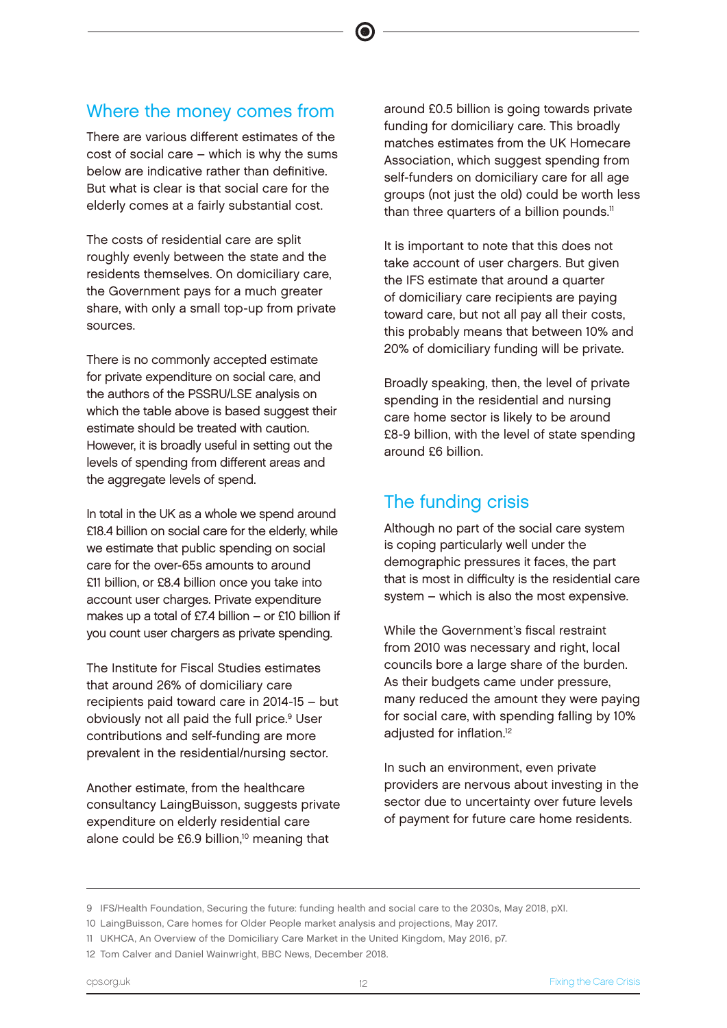## Where the money comes from

There are various different estimates of the cost of social care – which is why the sums below are indicative rather than definitive. But what is clear is that social care for the elderly comes at a fairly substantial cost.

The costs of residential care are split roughly evenly between the state and the residents themselves. On domiciliary care, the Government pays for a much greater share, with only a small top-up from private sources.

There is no commonly accepted estimate for private expenditure on social care, and the authors of the PSSRU/LSE analysis on which the table above is based suggest their estimate should be treated with caution. However, it is broadly useful in setting out the levels of spending from different areas and the aggregate levels of spend.

In total in the UK as a whole we spend around £18.4 billion on social care for the elderly, while we estimate that public spending on social care for the over-65s amounts to around £11 billion, or £8.4 billion once you take into account user charges. Private expenditure makes up a total of £7.4 billion – or £10 billion if you count user chargers as private spending.

The Institute for Fiscal Studies estimates that around 26% of domiciliary care recipients paid toward care in 2014-15 – but obviously not all paid the full price.[9] User contributions and self-funding are more prevalent in the residential/nursing sector.

Another estimate, from the healthcare consultancy LaingBuisson, suggests private expenditure on elderly residential care alone could be £6.9 billion,[10] meaning that around £0.5 billion is going towards private funding for domiciliary care. This broadly matches estimates from the UK Homecare Association, which suggest spending from self-funders on domiciliary care for all age groups (not just the old) could be worth less than three quarters of a billion pounds.[11]

It is important to note that this does not take account of user chargers. But given the IFS estimate that around a quarter of domiciliary care recipients are paying toward care, but not all pay all their costs, this probably means that between 10% and 20% of domiciliary funding will be private.

Broadly speaking, then, the level of private spending in the residential and nursing care home sector is likely to be around £8-9 billion, with the level of state spending around £6 billion.

## The funding crisis

Although no part of the social care system is coping particularly well under the demographic pressures it faces, the part that is most in difficulty is the residential care system – which is also the most expensive.

While the Government's fiscal restraint from 2010 was necessary and right, local councils bore a large share of the burden. As their budgets came under pressure, many reduced the amount they were paying for social care, with spending falling by 10% adjusted for inflation.[12]

In such an environment, even private providers are nervous about investing in the sector due to uncertainty over future levels of payment for future care home residents.

---

9 IFS/Health Foundation, Securing the future: funding health and social care to the 2030s, May 2018, pXI.

10 LaingBuisson, Care homes for Older People market analysis and projections, May 2017.

11 UKHCA, An Overview of the Domiciliary Care Market in the United Kingdom, May 2016, p7.

12 Tom Calver and Daniel Wainwright, BBC News, December 2018.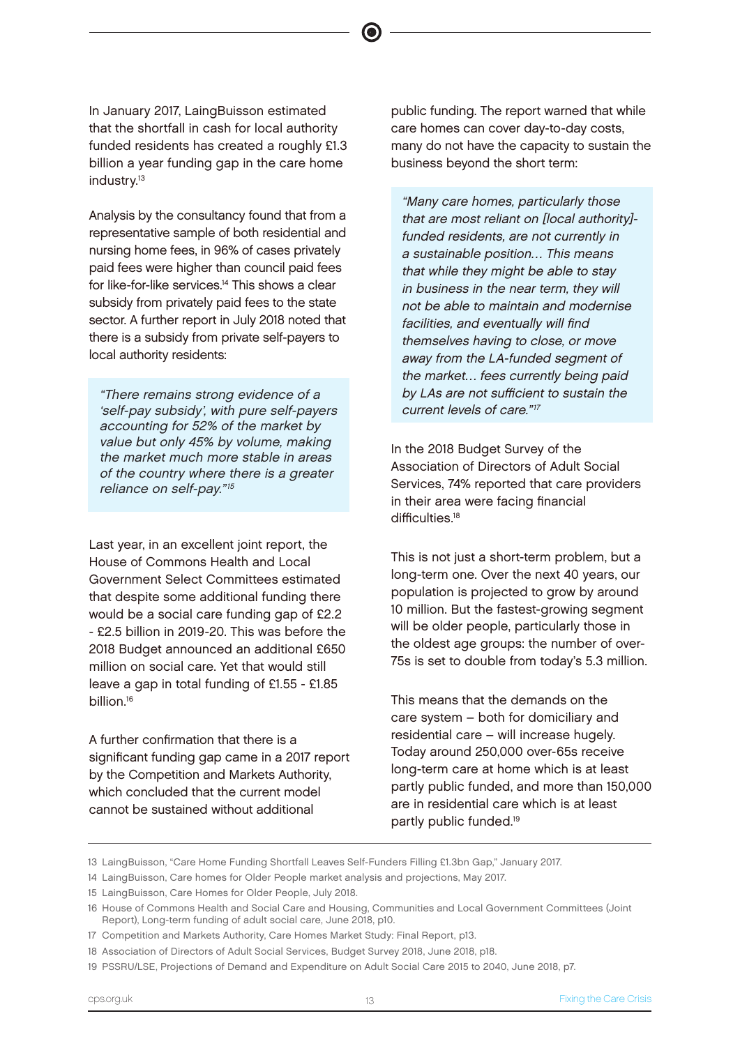In January 2017, LaingBuisson estimated that the shortfall in cash for local authority funded residents has created a roughly £1.3 billion a year funding gap in the care home industry.[13]

Analysis by the consultancy found that from a representative sample of both residential and nursing home fees, in 96% of cases privately paid fees were higher than council paid fees for like-for-like services.[14] This shows a clear subsidy from privately paid fees to the state sector. A further report in July 2018 noted that there is a subsidy from private self-payers to local authority residents:

> *"There remains strong evidence of a 'self-pay subsidy', with pure self-payers accounting for 52% of the market by value but only 45% by volume, making the market much more stable in areas of the country where there is a greater reliance on self-pay."*[15]

Last year, in an excellent joint report, the House of Commons Health and Local Government Select Committees estimated that despite some additional funding there would be a social care funding gap of £2.2 - £2.5 billion in 2019-20. This was before the 2018 Budget announced an additional £650 million on social care. Yet that would still leave a gap in total funding of £1.55 - £1.85 billion.[16]

A further confirmation that there is a significant funding gap came in a 2017 report by the Competition and Markets Authority, which concluded that the current model cannot be sustained without additional public funding. The report warned that while care homes can cover day-to-day costs, many do not have the capacity to sustain the business beyond the short term:

> *"Many care homes, particularly those that are most reliant on [local authority]-funded residents, are not currently in a sustainable position… This means that while they might be able to stay in business in the near term, they will not be able to maintain and modernise facilities, and eventually will find themselves having to close, or move away from the LA-funded segment of the market… fees currently being paid by LAs are not sufficient to sustain the current levels of care."*[17]

In the 2018 Budget Survey of the Association of Directors of Adult Social Services, 74% reported that care providers in their area were facing financial difficulties.[18]

This is not just a short-term problem, but a long-term one. Over the next 40 years, our population is projected to grow by around 10 million. But the fastest-growing segment will be older people, particularly those in the oldest age groups: the number of over-75s is set to double from today's 5.3 million.

This means that the demands on the care system – both for domiciliary and residential care – will increase hugely. Today around 250,000 over-65s receive long-term care at home which is at least partly public funded, and more than 150,000 are in residential care which is at least partly public funded.[19]

---

13 LaingBuisson, "Care Home Funding Shortfall Leaves Self-Funders Filling £1.3bn Gap," January 2017.

14 LaingBuisson, Care homes for Older People market analysis and projections, May 2017.

15 LaingBuisson, Care Homes for Older People, July 2018.

16 House of Commons Health and Social Care and Housing, Communities and Local Government Committees (Joint Report), Long-term funding of adult social care, June 2018, p10.

17 Competition and Markets Authority, Care Homes Market Study: Final Report, p13.

18 Association of Directors of Adult Social Services, Budget Survey 2018, June 2018, p18.

19 PSSRU/LSE, Projections of Demand and Expenditure on Adult Social Care 2015 to 2040, June 2018, p7.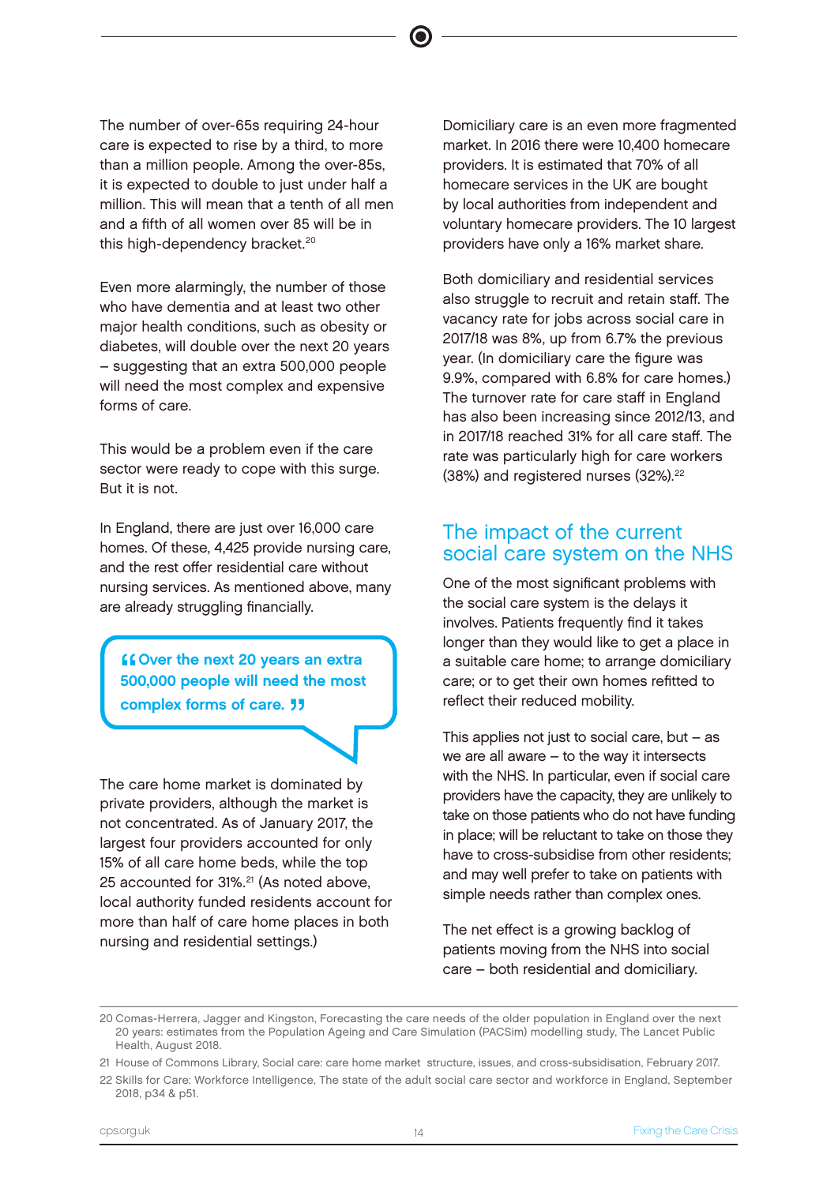The number of over-65s requiring 24-hour care is expected to rise by a third, to more than a million people. Among the over-85s, it is expected to double to just under half a million. This will mean that a tenth of all men and a fifth of all women over 85 will be in this high-dependency bracket.[20]

Even more alarmingly, the number of those who have dementia and at least two other major health conditions, such as obesity or diabetes, will double over the next 20 years – suggesting that an extra 500,000 people will need the most complex and expensive forms of care.

This would be a problem even if the care sector were ready to cope with this surge. But it is not.

In England, there are just over 16,000 care homes. Of these, 4,425 provide nursing care, and the rest offer residential care without nursing services. As mentioned above, many are already struggling financially.

> **"Over the next 20 years an extra 500,000 people will need the most complex forms of care."**

The care home market is dominated by private providers, although the market is not concentrated. As of January 2017, the largest four providers accounted for only 15% of all care home beds, while the top 25 accounted for 31%.[21] (As noted above, local authority funded residents account for more than half of care home places in both nursing and residential settings.)

Domiciliary care is an even more fragmented market. In 2016 there were 10,400 homecare providers. It is estimated that 70% of all homecare services in the UK are bought by local authorities from independent and voluntary homecare providers. The 10 largest providers have only a 16% market share.

Both domiciliary and residential services also struggle to recruit and retain staff. The vacancy rate for jobs across social care in 2017/18 was 8%, up from 6.7% the previous year. (In domiciliary care the figure was 9.9%, compared with 6.8% for care homes.) The turnover rate for care staff in England has also been increasing since 2012/13, and in 2017/18 reached 31% for all care staff. The rate was particularly high for care workers (38%) and registered nurses (32%).[22]

## The impact of the current social care system on the NHS

One of the most significant problems with the social care system is the delays it involves. Patients frequently find it takes longer than they would like to get a place in a suitable care home; to arrange domiciliary care; or to get their own homes refitted to reflect their reduced mobility.

This applies not just to social care, but – as we are all aware – to the way it intersects with the NHS. In particular, even if social care providers have the capacity, they are unlikely to take on those patients who do not have funding in place; will be reluctant to take on those they have to cross-subsidise from other residents; and may well prefer to take on patients with simple needs rather than complex ones.

The net effect is a growing backlog of patients moving from the NHS into social care – both residential and domiciliary.

---

20 Comas-Herrera, Jagger and Kingston, Forecasting the care needs of the older population in England over the next 20 years: estimates from the Population Ageing and Care Simulation (PACSim) modelling study, The Lancet Public Health, August 2018.

21 House of Commons Library, Social care: care home market structure, issues, and cross-subsidisation, February 2017.

22 Skills for Care: Workforce Intelligence, The state of the adult social care sector and workforce in England, September 2018, p34 & p51.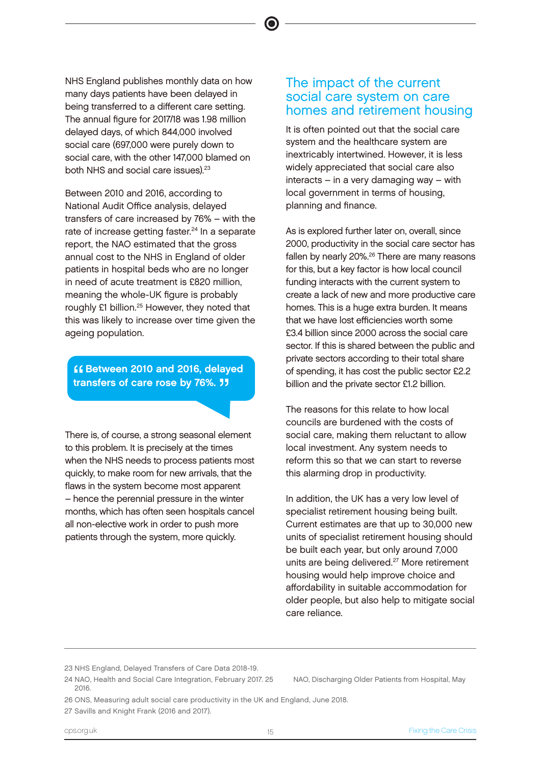NHS England publishes monthly data on how many days patients have been delayed in being transferred to a different care setting. The annual figure for 2017/18 was 1.98 million delayed days, of which 844,000 involved social care (697,000 were purely down to social care, with the other 147,000 blamed on both NHS and social care issues).[23]

Between 2010 and 2016, according to National Audit Office analysis, delayed transfers of care increased by 76% – with the rate of increase getting faster.[24] In a separate report, the NAO estimated that the gross annual cost to the NHS in England of older patients in hospital beds who are no longer in need of acute treatment is £820 million, meaning the whole-UK figure is probably roughly £1 billion.[25] However, they noted that this was likely to increase over time given the ageing population.

> **“Between 2010 and 2016, delayed transfers of care rose by 76%.”**

There is, of course, a strong seasonal element to this problem. It is precisely at the times when the NHS needs to process patients most quickly, to make room for new arrivals, that the flaws in the system become most apparent – hence the perennial pressure in the winter months, which has often seen hospitals cancel all non-elective work in order to push more patients through the system, more quickly.

## The impact of the current social care system on care homes and retirement housing

It is often pointed out that the social care system and the healthcare system are inextricably intertwined. However, it is less widely appreciated that social care also interacts – in a very damaging way – with local government in terms of housing, planning and finance.

As is explored further later on, overall, since 2000, productivity in the social care sector has fallen by nearly 20%.[26] There are many reasons for this, but a key factor is how local council funding interacts with the current system to create a lack of new and more productive care homes. This is a huge extra burden. It means that we have lost efficiencies worth some £3.4 billion since 2000 across the social care sector. If this is shared between the public and private sectors according to their total share of spending, it has cost the public sector £2.2 billion and the private sector £1.2 billion.

The reasons for this relate to how local councils are burdened with the costs of social care, making them reluctant to allow local investment. Any system needs to reform this so that we can start to reverse this alarming drop in productivity.

In addition, the UK has a very low level of specialist retirement housing being built. Current estimates are that up to 30,000 new units of specialist retirement housing should be built each year, but only around 7,000 units are being delivered.[27] More retirement housing would help improve choice and affordability in suitable accommodation for older people, but also help to mitigate social care reliance.

---

23 NHS England, Delayed Transfers of Care Data 2018-19.

24 NAO, Health and Social Care Integration, February 2017.

25 NAO, Discharging Older Patients from Hospital, May 2016.

26 ONS, Measuring adult social care productivity in the UK and England, June 2018.

27 Savills and Knight Frank (2016 and 2017).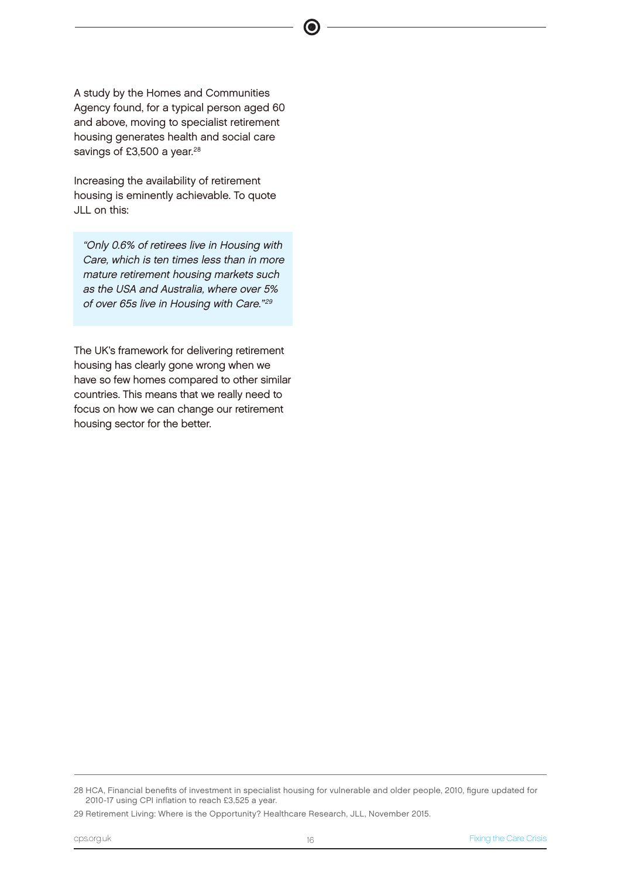A study by the Homes and Communities Agency found, for a typical person aged 60 and above, moving to specialist retirement housing generates health and social care savings of £3,500 a year.[28]

Increasing the availability of retirement housing is eminently achievable. To quote JLL on this:

> *"Only 0.6% of retirees live in Housing with Care, which is ten times less than in more mature retirement housing markets such as the USA and Australia, where over 5% of over 65s live in Housing with Care."[29]*

The UK's framework for delivering retirement housing has clearly gone wrong when we have so few homes compared to other similar countries. This means that we really need to focus on how we can change our retirement housing sector for the better.

---

28 HCA, Financial benefits of investment in specialist housing for vulnerable and older people, 2010, figure updated for 2010-17 using CPI inflation to reach £3,525 a year.

29 Retirement Living: Where is the Opportunity? Healthcare Research, JLL, November 2015.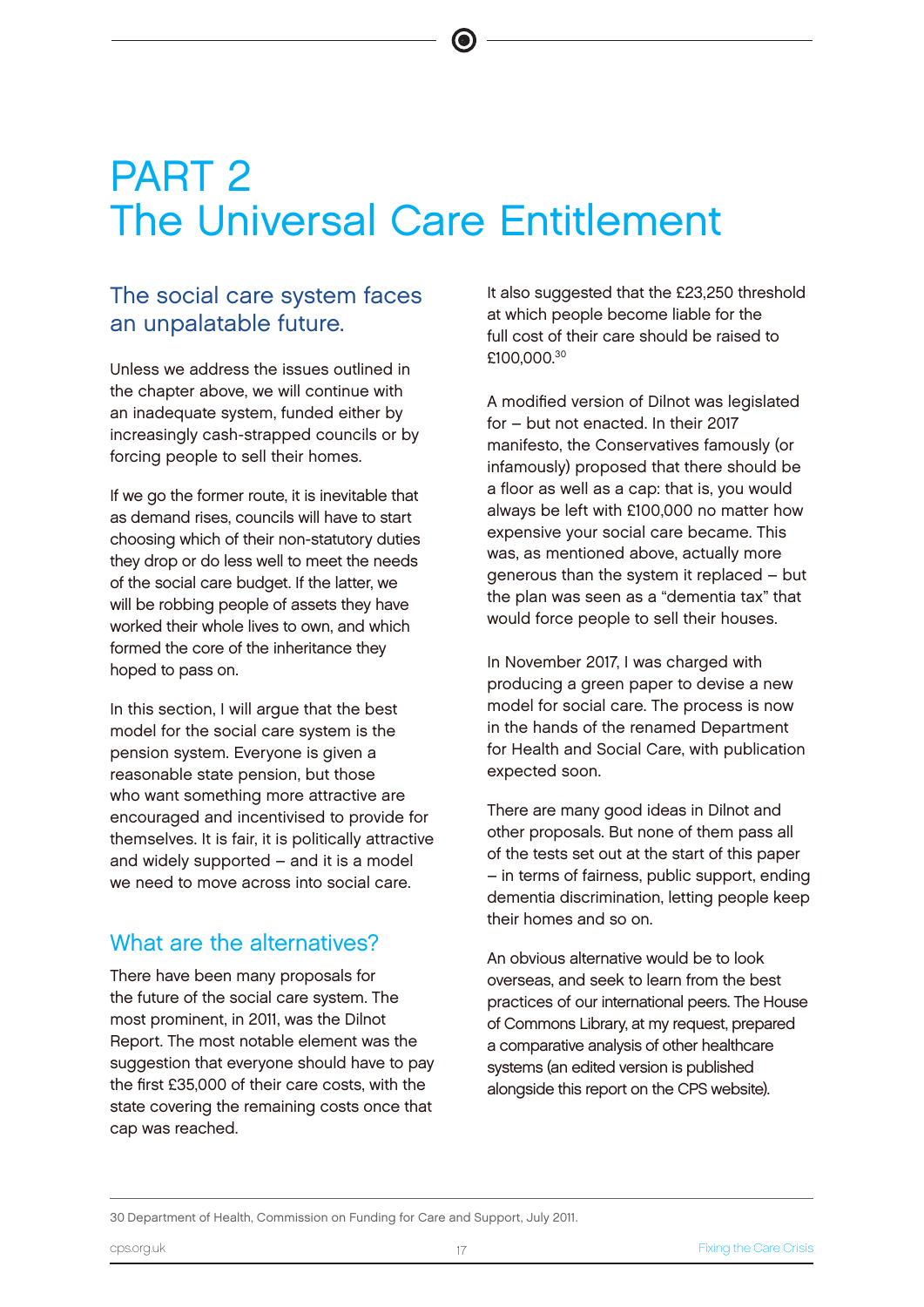# PART 2
# The Universal Care Entitlement

## The social care system faces an unpalatable future.

Unless we address the issues outlined in the chapter above, we will continue with an inadequate system, funded either by increasingly cash-strapped councils or by forcing people to sell their homes.

If we go the former route, it is inevitable that as demand rises, councils will have to start choosing which of their non-statutory duties they drop or do less well to meet the needs of the social care budget. If the latter, we will be robbing people of assets they have worked their whole lives to own, and which formed the core of the inheritance they hoped to pass on.

In this section, I will argue that the best model for the social care system is the pension system. Everyone is given a reasonable state pension, but those who want something more attractive are encouraged and incentivised to provide for themselves. It is fair, it is politically attractive and widely supported – and it is a model we need to move across into social care.

## What are the alternatives?

There have been many proposals for the future of the social care system. The most prominent, in 2011, was the Dilnot Report. The most notable element was the suggestion that everyone should have to pay the first £35,000 of their care costs, with the state covering the remaining costs once that cap was reached.

It also suggested that the £23,250 threshold at which people become liable for the full cost of their care should be raised to £100,000.[30]

A modified version of Dilnot was legislated for – but not enacted. In their 2017 manifesto, the Conservatives famously (or infamously) proposed that there should be a floor as well as a cap: that is, you would always be left with £100,000 no matter how expensive your social care became. This was, as mentioned above, actually more generous than the system it replaced – but the plan was seen as a "dementia tax" that would force people to sell their houses.

In November 2017, I was charged with producing a green paper to devise a new model for social care. The process is now in the hands of the renamed Department for Health and Social Care, with publication expected soon.

There are many good ideas in Dilnot and other proposals. But none of them pass all of the tests set out at the start of this paper – in terms of fairness, public support, ending dementia discrimination, letting people keep their homes and so on.

An obvious alternative would be to look overseas, and seek to learn from the best practices of our international peers. The House of Commons Library, at my request, prepared a comparative analysis of other healthcare systems (an edited version is published alongside this report on the CPS website).

30 Department of Health, Commission on Funding for Care and Support, July 2011.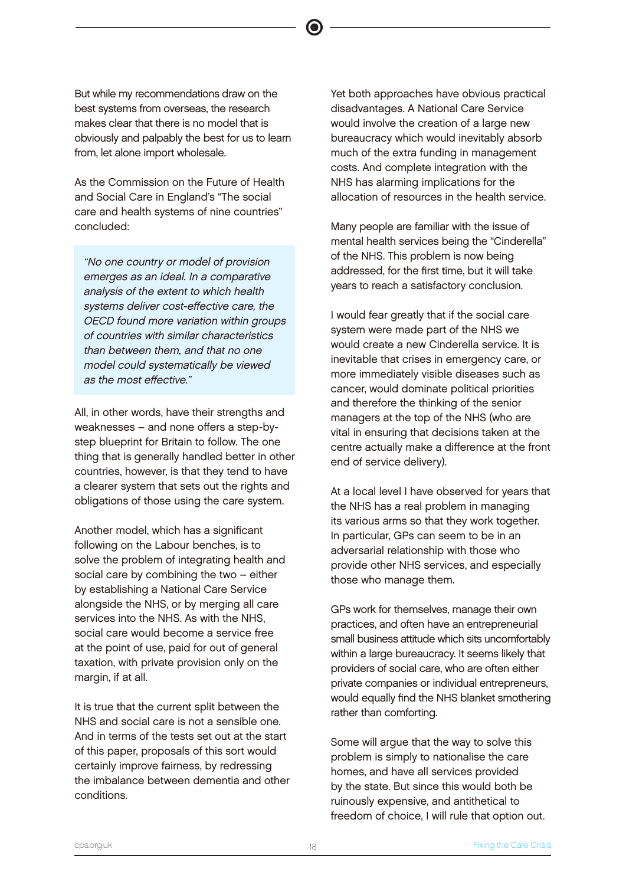But while my recommendations draw on the best systems from overseas, the research makes clear that there is no model that is obviously and palpably the best for us to learn from, let alone import wholesale.

As the Commission on the Future of Health and Social Care in England's "The social care and health systems of nine countries" concluded:

> *"No one country or model of provision emerges as an ideal. In a comparative analysis of the extent to which health systems deliver cost-effective care, the OECD found more variation within groups of countries with similar characteristics than between them, and that no one model could systematically be viewed as the most effective."*

All, in other words, have their strengths and weaknesses – and none offers a step-by-step blueprint for Britain to follow. The one thing that is generally handled better in other countries, however, is that they tend to have a clearer system that sets out the rights and obligations of those using the care system.

Another model, which has a significant following on the Labour benches, is to solve the problem of integrating health and social care by combining the two – either by establishing a National Care Service alongside the NHS, or by merging all care services into the NHS. As with the NHS, social care would become a service free at the point of use, paid for out of general taxation, with private provision only on the margin, if at all.

It is true that the current split between the NHS and social care is not a sensible one. And in terms of the tests set out at the start of this paper, proposals of this sort would certainly improve fairness, by redressing the imbalance between dementia and other conditions.

Yet both approaches have obvious practical disadvantages. A National Care Service would involve the creation of a large new bureaucracy which would inevitably absorb much of the extra funding in management costs. And complete integration with the NHS has alarming implications for the allocation of resources in the health service.

Many people are familiar with the issue of mental health services being the "Cinderella" of the NHS. This problem is now being addressed, for the first time, but it will take years to reach a satisfactory conclusion.

I would fear greatly that if the social care system were made part of the NHS we would create a new Cinderella service. It is inevitable that crises in emergency care, or more immediately visible diseases such as cancer, would dominate political priorities and therefore the thinking of the senior managers at the top of the NHS (who are vital in ensuring that decisions taken at the centre actually make a difference at the front end of service delivery).

At a local level I have observed for years that the NHS has a real problem in managing its various arms so that they work together. In particular, GPs can seem to be in an adversarial relationship with those who provide other NHS services, and especially those who manage them.

GPs work for themselves, manage their own practices, and often have an entrepreneurial small business attitude which sits uncomfortably within a large bureaucracy. It seems likely that providers of social care, who are often either private companies or individual entrepreneurs, would equally find the NHS blanket smothering rather than comforting.

Some will argue that the way to solve this problem is simply to nationalise the care homes, and have all services provided by the state. But since this would both be ruinously expensive, and antithetical to freedom of choice, I will rule that option out.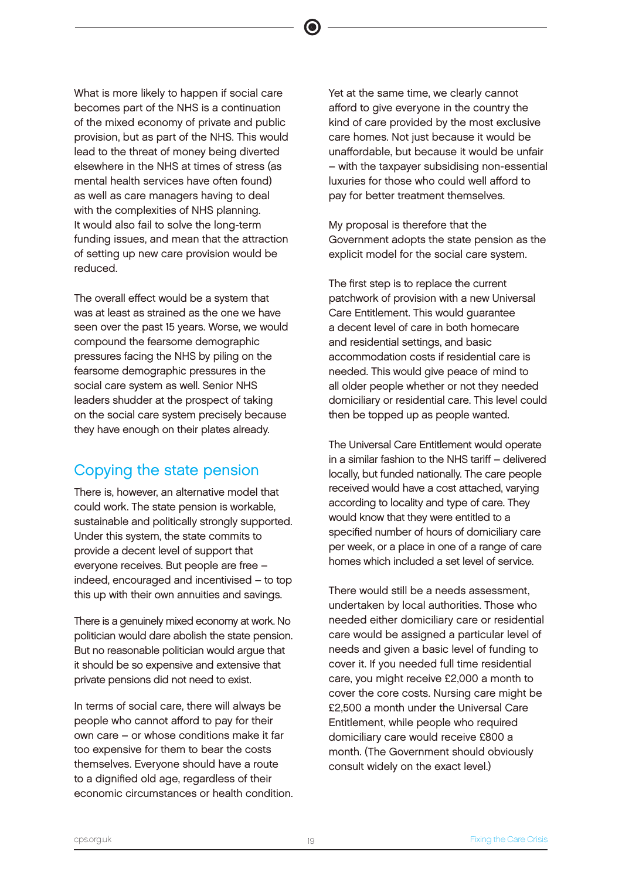What is more likely to happen if social care becomes part of the NHS is a continuation of the mixed economy of private and public provision, but as part of the NHS. This would lead to the threat of money being diverted elsewhere in the NHS at times of stress (as mental health services have often found) as well as care managers having to deal with the complexities of NHS planning. It would also fail to solve the long-term funding issues, and mean that the attraction of setting up new care provision would be reduced.

The overall effect would be a system that was at least as strained as the one we have seen over the past 15 years. Worse, we would compound the fearsome demographic pressures facing the NHS by piling on the fearsome demographic pressures in the social care system as well. Senior NHS leaders shudder at the prospect of taking on the social care system precisely because they have enough on their plates already.

## Copying the state pension

There is, however, an alternative model that could work. The state pension is workable, sustainable and politically strongly supported. Under this system, the state commits to provide a decent level of support that everyone receives. But people are free – indeed, encouraged and incentivised – to top this up with their own annuities and savings.

There is a genuinely mixed economy at work. No politician would dare abolish the state pension. But no reasonable politician would argue that it should be so expensive and extensive that private pensions did not need to exist.

In terms of social care, there will always be people who cannot afford to pay for their own care – or whose conditions make it far too expensive for them to bear the costs themselves. Everyone should have a route to a dignified old age, regardless of their economic circumstances or health condition.

Yet at the same time, we clearly cannot afford to give everyone in the country the kind of care provided by the most exclusive care homes. Not just because it would be unaffordable, but because it would be unfair – with the taxpayer subsidising non-essential luxuries for those who could well afford to pay for better treatment themselves.

My proposal is therefore that the Government adopts the state pension as the explicit model for the social care system.

The first step is to replace the current patchwork of provision with a new Universal Care Entitlement. This would guarantee a decent level of care in both homecare and residential settings, and basic accommodation costs if residential care is needed. This would give peace of mind to all older people whether or not they needed domiciliary or residential care. This level could then be topped up as people wanted.

The Universal Care Entitlement would operate in a similar fashion to the NHS tariff – delivered locally, but funded nationally. The care people received would have a cost attached, varying according to locality and type of care. They would know that they were entitled to a specified number of hours of domiciliary care per week, or a place in one of a range of care homes which included a set level of service.

There would still be a needs assessment, undertaken by local authorities. Those who needed either domiciliary care or residential care would be assigned a particular level of needs and given a basic level of funding to cover it. If you needed full time residential care, you might receive £2,000 a month to cover the core costs. Nursing care might be £2,500 a month under the Universal Care Entitlement, while people who required domiciliary care would receive £800 a month. (The Government should obviously consult widely on the exact level.)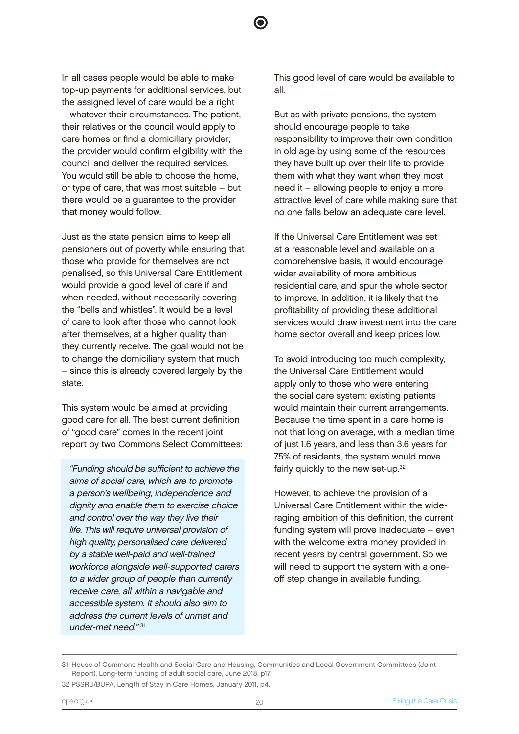In all cases people would be able to make top-up payments for additional services, but the assigned level of care would be a right – whatever their circumstances. The patient, their relatives or the council would apply to care homes or find a domiciliary provider; the provider would confirm eligibility with the council and deliver the required services. You would still be able to choose the home, or type of care, that was most suitable – but there would be a guarantee to the provider that money would follow.

Just as the state pension aims to keep all pensioners out of poverty while ensuring that those who provide for themselves are not penalised, so this Universal Care Entitlement would provide a good level of care if and when needed, without necessarily covering the "bells and whistles". It would be a level of care to look after those who cannot look after themselves, at a higher quality than they currently receive. The goal would not be to change the domiciliary system that much – since this is already covered largely by the state.

This system would be aimed at providing good care for all. The best current definition of "good care" comes in the recent joint report by two Commons Select Committees:

> *"Funding should be sufficient to achieve the aims of social care, which are to promote a person's wellbeing, independence and dignity and enable them to exercise choice and control over the way they live their life. This will require universal provision of high quality, personalised care delivered by a stable well-paid and well-trained workforce alongside well-supported carers to a wider group of people than currently receive care, all within a navigable and accessible system. It should also aim to address the current levels of unmet and under-met need."* [31]

This good level of care would be available to all.

But as with private pensions, the system should encourage people to take responsibility to improve their own condition in old age by using some of the resources they have built up over their life to provide them with what they want when they most need it – allowing people to enjoy a more attractive level of care while making sure that no one falls below an adequate care level.

If the Universal Care Entitlement was set at a reasonable level and available on a comprehensive basis, it would encourage wider availability of more ambitious residential care, and spur the whole sector to improve. In addition, it is likely that the profitability of providing these additional services would draw investment into the care home sector overall and keep prices low.

To avoid introducing too much complexity, the Universal Care Entitlement would apply only to those who were entering the social care system: existing patients would maintain their current arrangements. Because the time spent in a care home is not that long on average, with a median time of just 1.6 years, and less than 3.6 years for 75% of residents, the system would move fairly quickly to the new set-up.[32]

However, to achieve the provision of a Universal Care Entitlement within the wide-raging ambition of this definition, the current funding system will prove inadequate – even with the welcome extra money provided in recent years by central government. So we will need to support the system with a one-off step change in available funding.

---

31 House of Commons Health and Social Care and Housing, Communities and Local Government Committees (Joint Report), Long-term funding of adult social care, June 2018, p17.

32 PSSRU/BUPA, Length of Stay in Care Homes, January 2011, p4.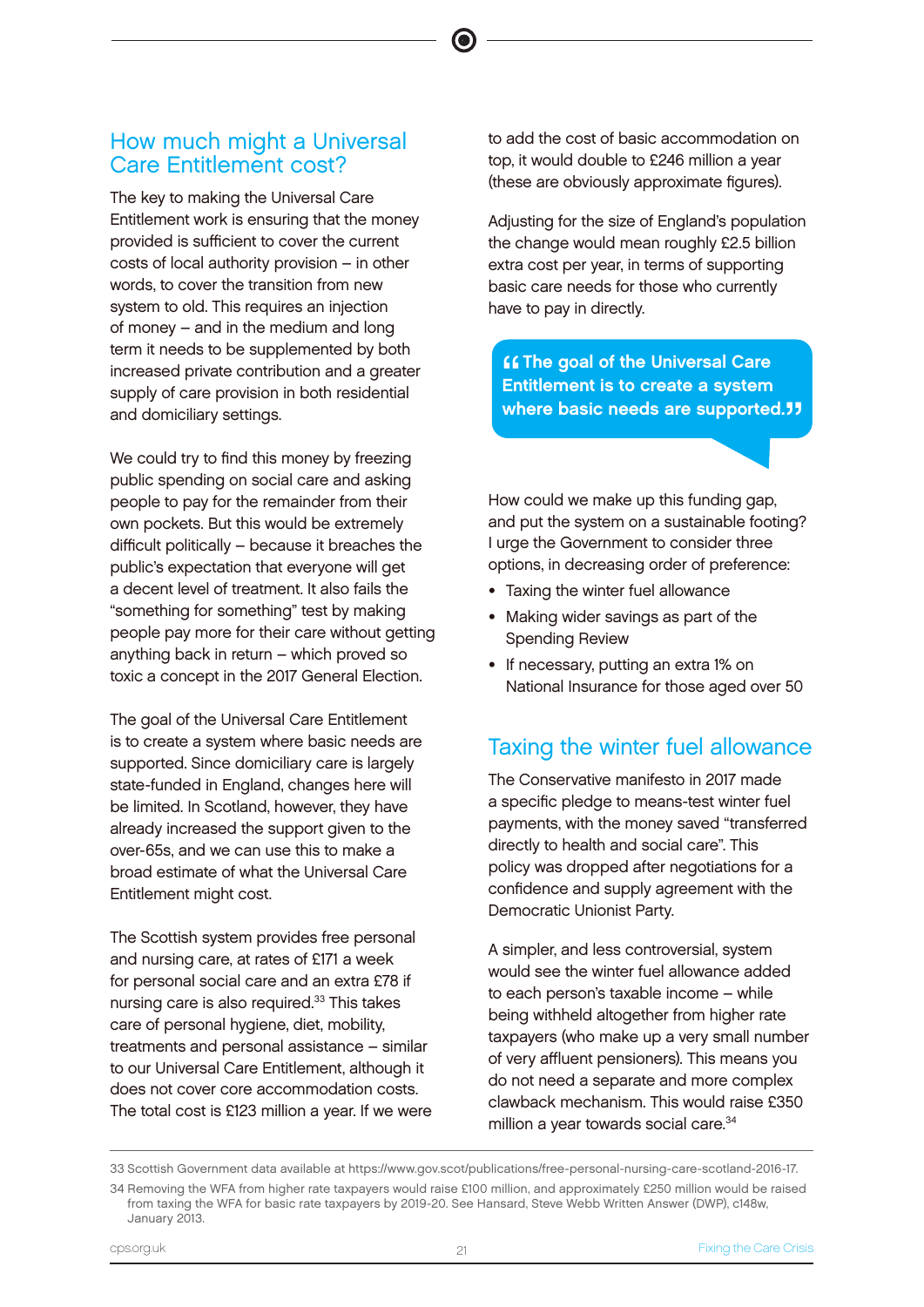## How much might a Universal Care Entitlement cost?

The key to making the Universal Care Entitlement work is ensuring that the money provided is sufficient to cover the current costs of local authority provision – in other words, to cover the transition from new system to old. This requires an injection of money – and in the medium and long term it needs to be supplemented by both increased private contribution and a greater supply of care provision in both residential and domiciliary settings.

We could try to find this money by freezing public spending on social care and asking people to pay for the remainder from their own pockets. But this would be extremely difficult politically – because it breaches the public's expectation that everyone will get a decent level of treatment. It also fails the "something for something" test by making people pay more for their care without getting anything back in return – which proved so toxic a concept in the 2017 General Election.

The goal of the Universal Care Entitlement is to create a system where basic needs are supported. Since domiciliary care is largely state-funded in England, changes here will be limited. In Scotland, however, they have already increased the support given to the over-65s, and we can use this to make a broad estimate of what the Universal Care Entitlement might cost.

The Scottish system provides free personal and nursing care, at rates of £171 a week for personal social care and an extra £78 if nursing care is also required.[33] This takes care of personal hygiene, diet, mobility, treatments and personal assistance – similar to our Universal Care Entitlement, although it does not cover core accommodation costs. The total cost is £123 million a year. If we were to add the cost of basic accommodation on top, it would double to £246 million a year (these are obviously approximate figures).

Adjusting for the size of England's population the change would mean roughly £2.5 billion extra cost per year, in terms of supporting basic care needs for those who currently have to pay in directly.

> **"The goal of the Universal Care Entitlement is to create a system where basic needs are supported."**

How could we make up this funding gap, and put the system on a sustainable footing? I urge the Government to consider three options, in decreasing order of preference:

- Taxing the winter fuel allowance
- Making wider savings as part of the Spending Review
- If necessary, putting an extra 1% on National Insurance for those aged over 50

## Taxing the winter fuel allowance

The Conservative manifesto in 2017 made a specific pledge to means-test winter fuel payments, with the money saved "transferred directly to health and social care". This policy was dropped after negotiations for a confidence and supply agreement with the Democratic Unionist Party.

A simpler, and less controversial, system would see the winter fuel allowance added to each person's taxable income – while being withheld altogether from higher rate taxpayers (who make up a very small number of very affluent pensioners). This means you do not need a separate and more complex clawback mechanism. This would raise £350 million a year towards social care.[34]

---

33 Scottish Government data available at https://www.gov.scot/publications/free-personal-nursing-care-scotland-2016-17.

34 Removing the WFA from higher rate taxpayers would raise £100 million, and approximately £250 million would be raised from taxing the WFA for basic rate taxpayers by 2019-20. See Hansard, Steve Webb Written Answer (DWP), c148w, January 2013.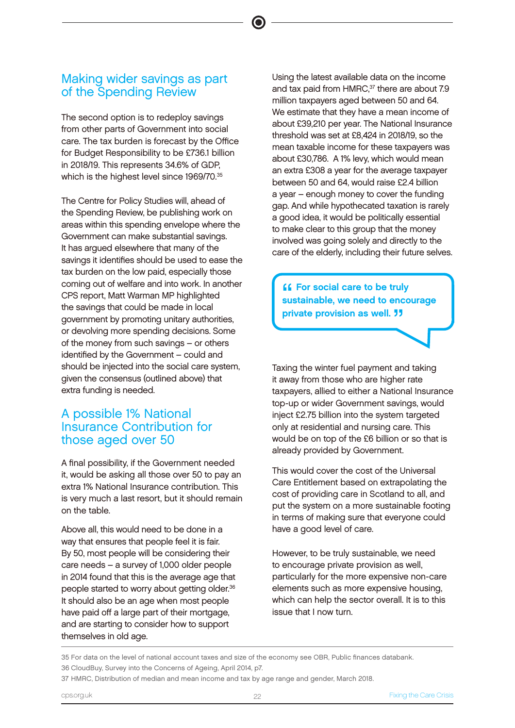## Making wider savings as part of the Spending Review

The second option is to redeploy savings from other parts of Government into social care. The tax burden is forecast by the Office for Budget Responsibility to be £736.1 billion in 2018/19. This represents 34.6% of GDP, which is the highest level since 1969/70.[35]

The Centre for Policy Studies will, ahead of the Spending Review, be publishing work on areas within this spending envelope where the Government can make substantial savings. It has argued elsewhere that many of the savings it identifies should be used to ease the tax burden on the low paid, especially those coming out of welfare and into work. In another CPS report, Matt Warman MP highlighted the savings that could be made in local government by promoting unitary authorities, or devolving more spending decisions. Some of the money from such savings – or others identified by the Government – could and should be injected into the social care system, given the consensus (outlined above) that extra funding is needed.

## A possible 1% National Insurance Contribution for those aged over 50

A final possibility, if the Government needed it, would be asking all those over 50 to pay an extra 1% National Insurance contribution. This is very much a last resort, but it should remain on the table.

Above all, this would need to be done in a way that ensures that people feel it is fair. By 50, most people will be considering their care needs – a survey of 1,000 older people in 2014 found that this is the average age that people started to worry about getting older.[36] It should also be an age when most people have paid off a large part of their mortgage, and are starting to consider how to support themselves in old age.

Using the latest available data on the income and tax paid from HMRC,[37] there are about 7.9 million taxpayers aged between 50 and 64. We estimate that they have a mean income of about £39,210 per year. The National Insurance threshold was set at £8,424 in 2018/19, so the mean taxable income for these taxpayers was about £30,786. A 1% levy, which would mean an extra £308 a year for the average taxpayer between 50 and 64, would raise £2.4 billion a year – enough money to cover the funding gap. And while hypothecated taxation is rarely a good idea, it would be politically essential to make clear to this group that the money involved was going solely and directly to the care of the elderly, including their future selves.

> **"For social care to be truly sustainable, we need to encourage private provision as well."**

Taxing the winter fuel payment and taking it away from those who are higher rate taxpayers, allied to either a National Insurance top-up or wider Government savings, would inject £2.75 billion into the system targeted only at residential and nursing care. This would be on top of the £6 billion or so that is already provided by Government.

This would cover the cost of the Universal Care Entitlement based on extrapolating the cost of providing care in Scotland to all, and put the system on a more sustainable footing in terms of making sure that everyone could have a good level of care.

However, to be truly sustainable, we need to encourage private provision as well, particularly for the more expensive non-care elements such as more expensive housing, which can help the sector overall. It is to this issue that I now turn.

---

35 For data on the level of national account taxes and size of the economy see OBR, Public finances databank.

36 CloudBuy, Survey into the Concerns of Ageing, April 2014, p7.

37 HMRC, Distribution of median and mean income and tax by age range and gender, March 2018.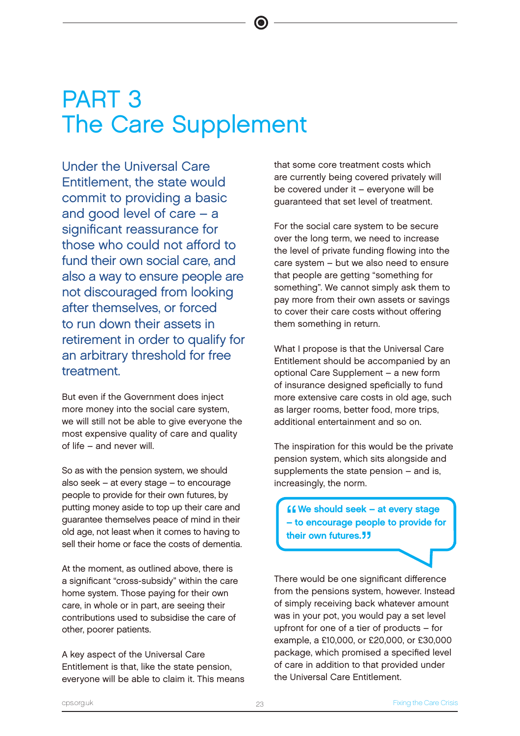# PART 3
# The Care Supplement

**Under the Universal Care Entitlement, the state would commit to providing a basic and good level of care – a significant reassurance for those who could not afford to fund their own social care, and also a way to ensure people are not discouraged from looking after themselves, or forced to run down their assets in retirement in order to qualify for an arbitrary threshold for free treatment.**

But even if the Government does inject more money into the social care system, we will still not be able to give everyone the most expensive quality of care and quality of life – and never will.

So as with the pension system, we should also seek – at every stage – to encourage people to provide for their own futures, by putting money aside to top up their care and guarantee themselves peace of mind in their old age, not least when it comes to having to sell their home or face the costs of dementia.

At the moment, as outlined above, there is a significant "cross-subsidy" within the care home system. Those paying for their own care, in whole or in part, are seeing their contributions used to subsidise the care of other, poorer patients.

A key aspect of the Universal Care Entitlement is that, like the state pension, everyone will be able to claim it. This means that some core treatment costs which are currently being covered privately will be covered under it – everyone will be guaranteed that set level of treatment.

For the social care system to be secure over the long term, we need to increase the level of private funding flowing into the care system – but we also need to ensure that people are getting "something for something". We cannot simply ask them to pay more from their own assets or savings to cover their care costs without offering them something in return.

What I propose is that the Universal Care Entitlement should be accompanied by an optional Care Supplement – a new form of insurance designed speficially to fund more extensive care costs in old age, such as larger rooms, better food, more trips, additional entertainment and so on.

The inspiration for this would be the private pension system, which sits alongside and supplements the state pension – and is, increasingly, the norm.

> **"We should seek – at every stage – to encourage people to provide for their own futures."**

There would be one significant difference from the pensions system, however. Instead of simply receiving back whatever amount was in your pot, you would pay a set level upfront for one of a tier of products – for example, a £10,000, or £20,000, or £30,000 package, which promised a specified level of care in addition to that provided under the Universal Care Entitlement.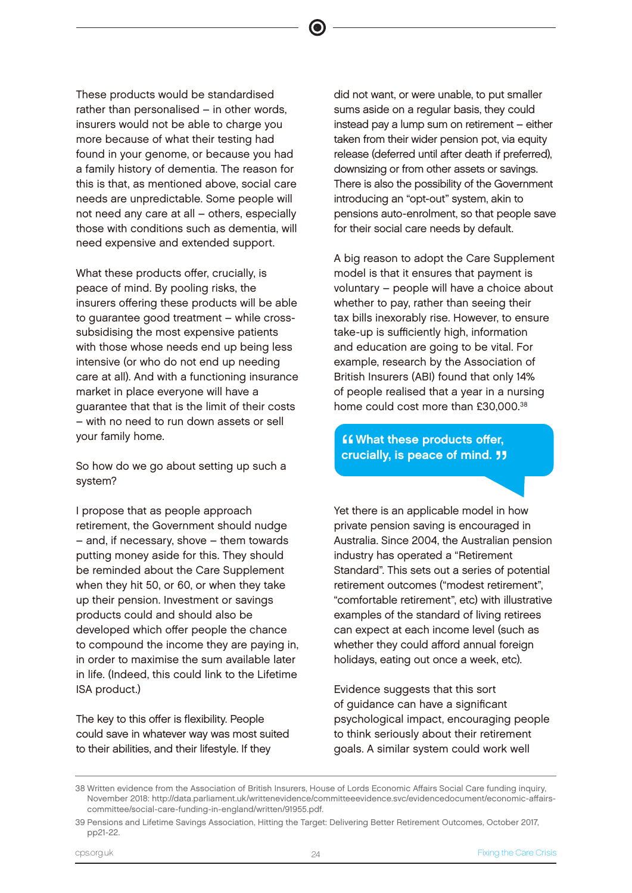These products would be standardised rather than personalised – in other words, insurers would not be able to charge you more because of what their testing had found in your genome, or because you had a family history of dementia. The reason for this is that, as mentioned above, social care needs are unpredictable. Some people will not need any care at all – others, especially those with conditions such as dementia, will need expensive and extended support.

What these products offer, crucially, is peace of mind. By pooling risks, the insurers offering these products will be able to guarantee good treatment – while cross-subsidising the most expensive patients with those whose needs end up being less intensive (or who do not end up needing care at all). And with a functioning insurance market in place everyone will have a guarantee that that is the limit of their costs – with no need to run down assets or sell your family home.

So how do we go about setting up such a system?

I propose that as people approach retirement, the Government should nudge – and, if necessary, shove – them towards putting money aside for this. They should be reminded about the Care Supplement when they hit 50, or 60, or when they take up their pension. Investment or savings products could and should also be developed which offer people the chance to compound the income they are paying in, in order to maximise the sum available later in life. (Indeed, this could link to the Lifetime ISA product.)

The key to this offer is flexibility. People could save in whatever way was most suited to their abilities, and their lifestyle. If they did not want, or were unable, to put smaller sums aside on a regular basis, they could instead pay a lump sum on retirement – either taken from their wider pension pot, via equity release (deferred until after death if preferred), downsizing or from other assets or savings. There is also the possibility of the Government introducing an "opt-out" system, akin to pensions auto-enrolment, so that people save for their social care needs by default.

A big reason to adopt the Care Supplement model is that it ensures that payment is voluntary – people will have a choice about whether to pay, rather than seeing their tax bills inexorably rise. However, to ensure take-up is sufficiently high, information and education are going to be vital. For example, research by the Association of British Insurers (ABI) found that only 14% of people realised that a year in a nursing home could cost more than £30,000.[38]

> **"What these products offer, crucially, is peace of mind."**

Yet there is an applicable model in how private pension saving is encouraged in Australia. Since 2004, the Australian pension industry has operated a "Retirement Standard". This sets out a series of potential retirement outcomes ("modest retirement", "comfortable retirement", etc) with illustrative examples of the standard of living retirees can expect at each income level (such as whether they could afford annual foreign holidays, eating out once a week, etc).

Evidence suggests that this sort of guidance can have a significant psychological impact, encouraging people to think seriously about their retirement goals. A similar system could work well

---

38 Written evidence from the Association of British Insurers, House of Lords Economic Affairs Social Care funding inquiry, November 2018: http://data.parliament.uk/writtenevidence/committeeevidence.svc/evidencedocument/economic-affairs-committee/social-care-funding-in-england/written/91955.pdf.

39 Pensions and Lifetime Savings Association, Hitting the Target: Delivering Better Retirement Outcomes, October 2017, pp21-22.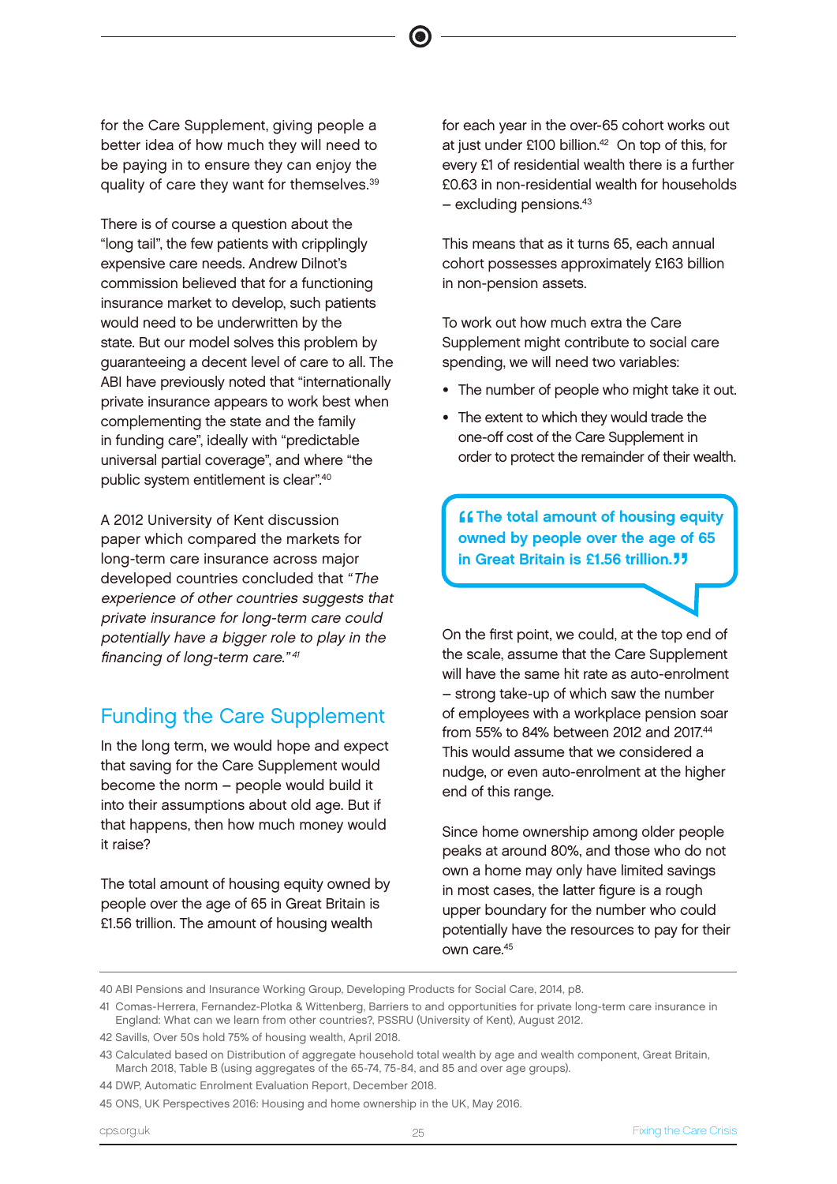for the Care Supplement, giving people a better idea of how much they will need to be paying in to ensure they can enjoy the quality of care they want for themselves.[39]

There is of course a question about the "long tail", the few patients with cripplingly expensive care needs. Andrew Dilnot's commission believed that for a functioning insurance market to develop, such patients would need to be underwritten by the state. But our model solves this problem by guaranteeing a decent level of care to all. The ABI have previously noted that "internationally private insurance appears to work best when complementing the state and the family in funding care", ideally with "predictable universal partial coverage", and where "the public system entitlement is clear".[40]

A 2012 University of Kent discussion paper which compared the markets for long-term care insurance across major developed countries concluded that "*The experience of other countries suggests that private insurance for long-term care could potentially have a bigger role to play in the financing of long-term care.*"[41]

## Funding the Care Supplement

In the long term, we would hope and expect that saving for the Care Supplement would become the norm – people would build it into their assumptions about old age. But if that happens, then how much money would it raise?

The total amount of housing equity owned by people over the age of 65 in Great Britain is £1.56 trillion. The amount of housing wealth for each year in the over-65 cohort works out at just under £100 billion.[42] On top of this, for every £1 of residential wealth there is a further £0.63 in non-residential wealth for households – excluding pensions.[43]

This means that as it turns 65, each annual cohort possesses approximately £163 billion in non-pension assets.

To work out how much extra the Care Supplement might contribute to social care spending, we will need two variables:

- The number of people who might take it out.
- The extent to which they would trade the one-off cost of the Care Supplement in order to protect the remainder of their wealth.

> **"The total amount of housing equity owned by people over the age of 65 in Great Britain is £1.56 trillion."**

On the first point, we could, at the top end of the scale, assume that the Care Supplement will have the same hit rate as auto-enrolment – strong take-up of which saw the number of employees with a workplace pension soar from 55% to 84% between 2012 and 2017.[44] This would assume that we considered a nudge, or even auto-enrolment at the higher end of this range.

Since home ownership among older people peaks at around 80%, and those who do not own a home may only have limited savings in most cases, the latter figure is a rough upper boundary for the number who could potentially have the resources to pay for their own care.[45]

---

40 ABI Pensions and Insurance Working Group, Developing Products for Social Care, 2014, p8.

41 Comas-Herrera, Fernandez-Plotka & Wittenberg, Barriers to and opportunities for private long-term care insurance in England: What can we learn from other countries?, PSSRU (University of Kent), August 2012.

42 Savills, Over 50s hold 75% of housing wealth, April 2018.

43 Calculated based on Distribution of aggregate household total wealth by age and wealth component, Great Britain, March 2018, Table B (using aggregates of the 65-74, 75-84, and 85 and over age groups).

44 DWP, Automatic Enrolment Evaluation Report, December 2018.

45 ONS, UK Perspectives 2016: Housing and home ownership in the UK, May 2016.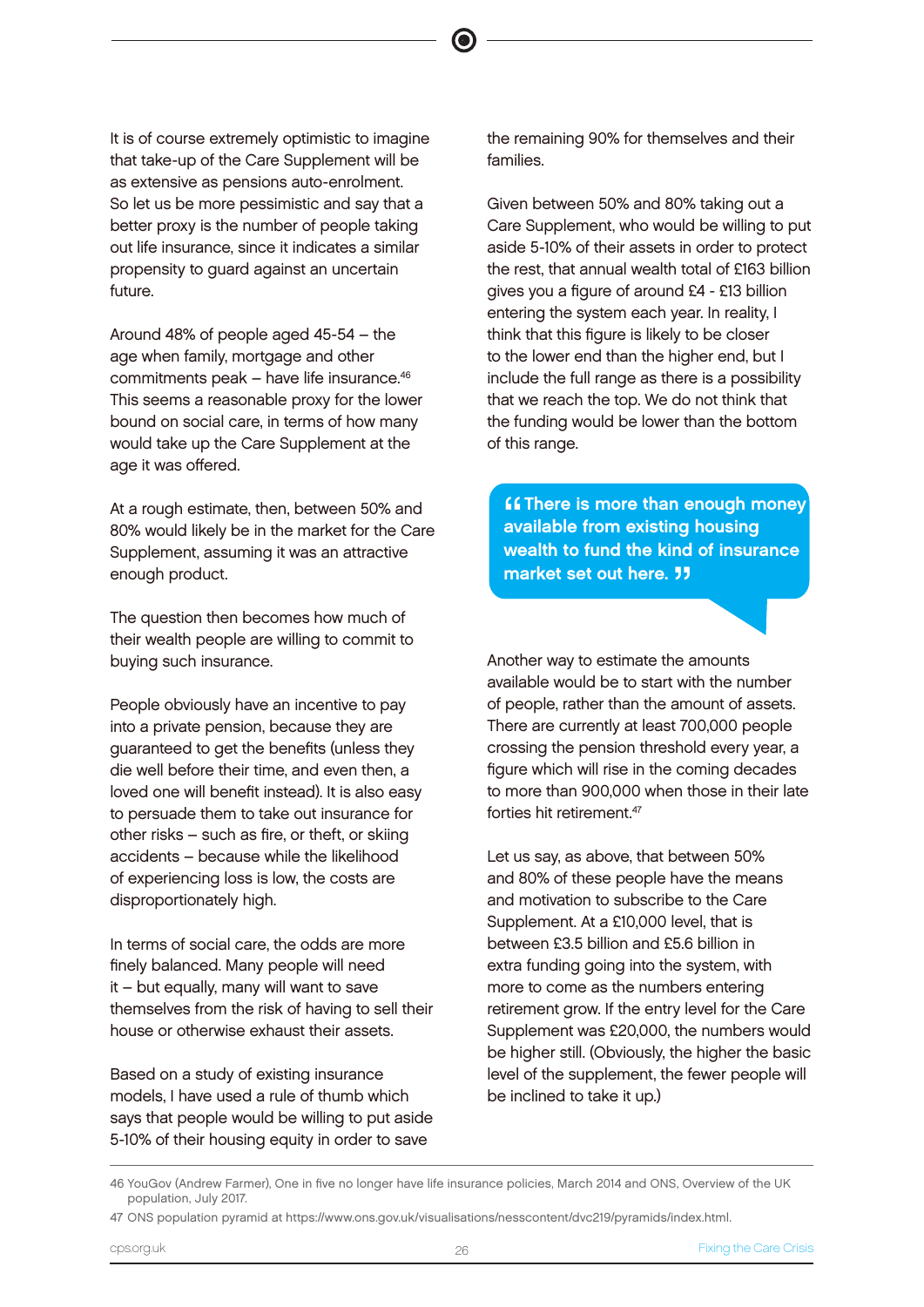It is of course extremely optimistic to imagine that take-up of the Care Supplement will be as extensive as pensions auto-enrolment. So let us be more pessimistic and say that a better proxy is the number of people taking out life insurance, since it indicates a similar propensity to guard against an uncertain future.

Around 48% of people aged 45-54 – the age when family, mortgage and other commitments peak – have life insurance.[46] This seems a reasonable proxy for the lower bound on social care, in terms of how many would take up the Care Supplement at the age it was offered.

At a rough estimate, then, between 50% and 80% would likely be in the market for the Care Supplement, assuming it was an attractive enough product.

The question then becomes how much of their wealth people are willing to commit to buying such insurance.

People obviously have an incentive to pay into a private pension, because they are guaranteed to get the benefits (unless they die well before their time, and even then, a loved one will benefit instead). It is also easy to persuade them to take out insurance for other risks – such as fire, or theft, or skiing accidents – because while the likelihood of experiencing loss is low, the costs are disproportionately high.

In terms of social care, the odds are more finely balanced. Many people will need it – but equally, many will want to save themselves from the risk of having to sell their house or otherwise exhaust their assets.

Based on a study of existing insurance models, I have used a rule of thumb which says that people would be willing to put aside 5-10% of their housing equity in order to save the remaining 90% for themselves and their families.

Given between 50% and 80% taking out a Care Supplement, who would be willing to put aside 5-10% of their assets in order to protect the rest, that annual wealth total of £163 billion gives you a figure of around £4 - £13 billion entering the system each year. In reality, I think that this figure is likely to be closer to the lower end than the higher end, but I include the full range as there is a possibility that we reach the top. We do not think that the funding would be lower than the bottom of this range.

> **"There is more than enough money available from existing housing wealth to fund the kind of insurance market set out here."**

Another way to estimate the amounts available would be to start with the number of people, rather than the amount of assets. There are currently at least 700,000 people crossing the pension threshold every year, a figure which will rise in the coming decades to more than 900,000 when those in their late forties hit retirement.[47]

Let us say, as above, that between 50% and 80% of these people have the means and motivation to subscribe to the Care Supplement. At a £10,000 level, that is between £3.5 billion and £5.6 billion in extra funding going into the system, with more to come as the numbers entering retirement grow. If the entry level for the Care Supplement was £20,000, the numbers would be higher still. (Obviously, the higher the basic level of the supplement, the fewer people will be inclined to take it up.)

---

46 YouGov (Andrew Farmer), One in five no longer have life insurance policies, March 2014 and ONS, Overview of the UK population, July 2017.

47 ONS population pyramid at https://www.ons.gov.uk/visualisations/nesscontent/dvc219/pyramids/index.html.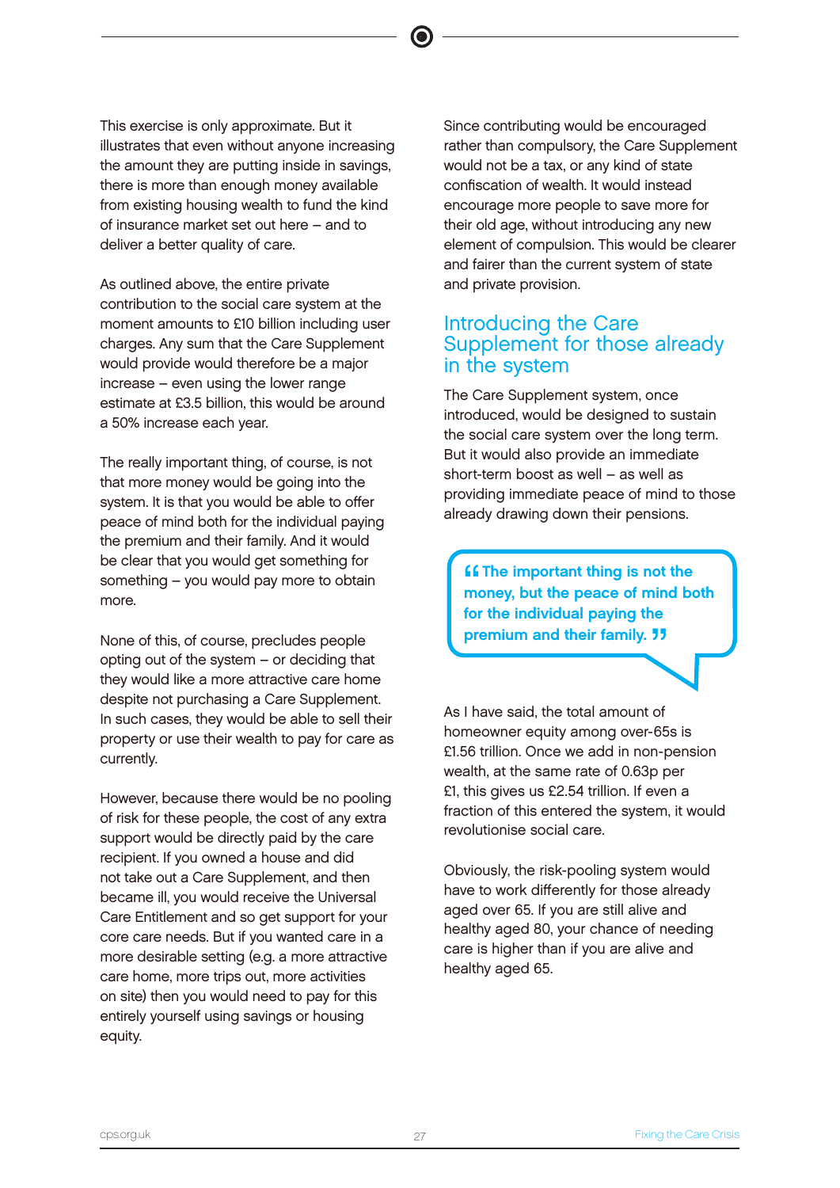This exercise is only approximate. But it illustrates that even without anyone increasing the amount they are putting inside in savings, there is more than enough money available from existing housing wealth to fund the kind of insurance market set out here – and to deliver a better quality of care.

As outlined above, the entire private contribution to the social care system at the moment amounts to £10 billion including user charges. Any sum that the Care Supplement would provide would therefore be a major increase – even using the lower range estimate at £3.5 billion, this would be around a 50% increase each year.

The really important thing, of course, is not that more money would be going into the system. It is that you would be able to offer peace of mind both for the individual paying the premium and their family. And it would be clear that you would get something for something – you would pay more to obtain more.

None of this, of course, precludes people opting out of the system – or deciding that they would like a more attractive care home despite not purchasing a Care Supplement. In such cases, they would be able to sell their property or use their wealth to pay for care as currently.

However, because there would be no pooling of risk for these people, the cost of any extra support would be directly paid by the care recipient. If you owned a house and did not take out a Care Supplement, and then became ill, you would receive the Universal Care Entitlement and so get support for your core care needs. But if you wanted care in a more desirable setting (e.g. a more attractive care home, more trips out, more activities on site) then you would need to pay for this entirely yourself using savings or housing equity.

Since contributing would be encouraged rather than compulsory, the Care Supplement would not be a tax, or any kind of state confiscation of wealth. It would instead encourage more people to save more for their old age, without introducing any new element of compulsion. This would be clearer and fairer than the current system of state and private provision.

## Introducing the Care Supplement for those already in the system

The Care Supplement system, once introduced, would be designed to sustain the social care system over the long term. But it would also provide an immediate short-term boost as well – as well as providing immediate peace of mind to those already drawing down their pensions.

> **"The important thing is not the money, but the peace of mind both for the individual paying the premium and their family."**

As I have said, the total amount of homeowner equity among over-65s is £1.56 trillion. Once we add in non-pension wealth, at the same rate of 0.63p per £1, this gives us £2.54 trillion. If even a fraction of this entered the system, it would revolutionise social care.

Obviously, the risk-pooling system would have to work differently for those already aged over 65. If you are still alive and healthy aged 80, your chance of needing care is higher than if you are alive and healthy aged 65.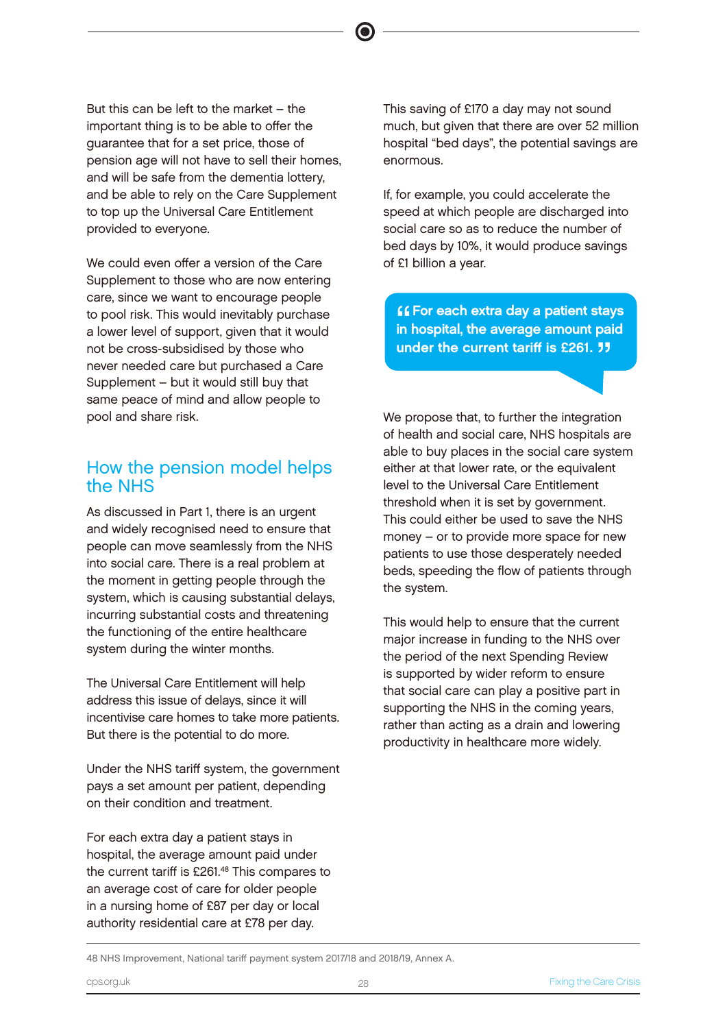But this can be left to the market – the important thing is to be able to offer the guarantee that for a set price, those of pension age will not have to sell their homes, and will be safe from the dementia lottery, and be able to rely on the Care Supplement to top up the Universal Care Entitlement provided to everyone.

We could even offer a version of the Care Supplement to those who are now entering care, since we want to encourage people to pool risk. This would inevitably purchase a lower level of support, given that it would not be cross-subsidised by those who never needed care but purchased a Care Supplement – but it would still buy that same peace of mind and allow people to pool and share risk.

## How the pension model helps the NHS

As discussed in Part 1, there is an urgent and widely recognised need to ensure that people can move seamlessly from the NHS into social care. There is a real problem at the moment in getting people through the system, which is causing substantial delays, incurring substantial costs and threatening the functioning of the entire healthcare system during the winter months.

The Universal Care Entitlement will help address this issue of delays, since it will incentivise care homes to take more patients. But there is the potential to do more.

Under the NHS tariff system, the government pays a set amount per patient, depending on their condition and treatment.

For each extra day a patient stays in hospital, the average amount paid under the current tariff is £261.[48] This compares to an average cost of care for older people in a nursing home of £87 per day or local authority residential care at £78 per day.

This saving of £170 a day may not sound much, but given that there are over 52 million hospital "bed days", the potential savings are enormous.

If, for example, you could accelerate the speed at which people are discharged into social care so as to reduce the number of bed days by 10%, it would produce savings of £1 billion a year.

> **"For each extra day a patient stays in hospital, the average amount paid under the current tariff is £261."**

We propose that, to further the integration of health and social care, NHS hospitals are able to buy places in the social care system either at that lower rate, or the equivalent level to the Universal Care Entitlement threshold when it is set by government. This could either be used to save the NHS money – or to provide more space for new patients to use those desperately needed beds, speeding the flow of patients through the system.

This would help to ensure that the current major increase in funding to the NHS over the period of the next Spending Review is supported by wider reform to ensure that social care can play a positive part in supporting the NHS in the coming years, rather than acting as a drain and lowering productivity in healthcare more widely.

48 NHS Improvement, National tariff payment system 2017/18 and 2018/19, Annex A.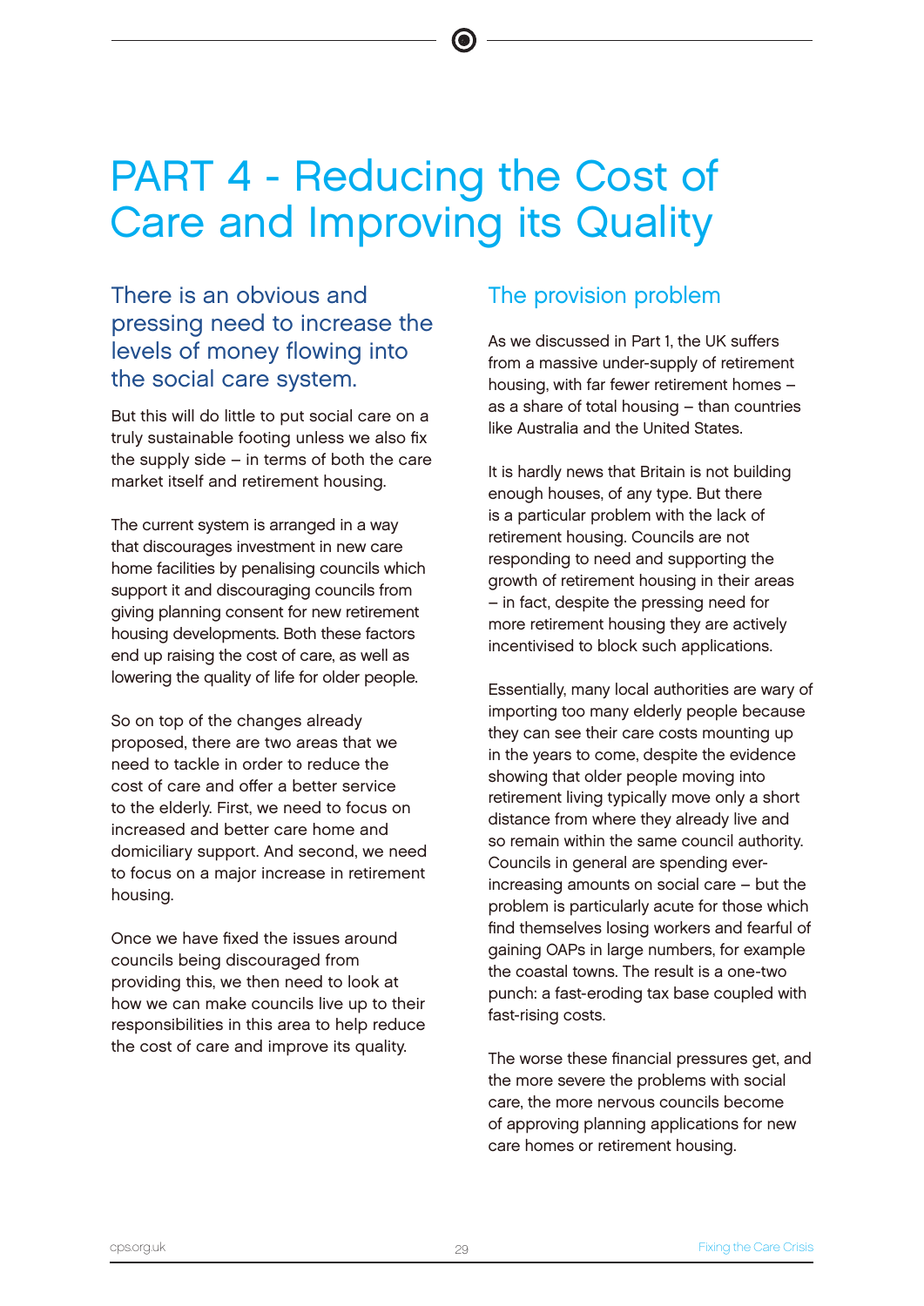# PART 4 - Reducing the Cost of Care and Improving its Quality

## There is an obvious and pressing need to increase the levels of money flowing into the social care system.

But this will do little to put social care on a truly sustainable footing unless we also fix the supply side – in terms of both the care market itself and retirement housing.

The current system is arranged in a way that discourages investment in new care home facilities by penalising councils which support it and discouraging councils from giving planning consent for new retirement housing developments. Both these factors end up raising the cost of care, as well as lowering the quality of life for older people.

So on top of the changes already proposed, there are two areas that we need to tackle in order to reduce the cost of care and offer a better service to the elderly. First, we need to focus on increased and better care home and domiciliary support. And second, we need to focus on a major increase in retirement housing.

Once we have fixed the issues around councils being discouraged from providing this, we then need to look at how we can make councils live up to their responsibilities in this area to help reduce the cost of care and improve its quality.

## The provision problem

As we discussed in Part 1, the UK suffers from a massive under-supply of retirement housing, with far fewer retirement homes – as a share of total housing – than countries like Australia and the United States.

It is hardly news that Britain is not building enough houses, of any type. But there is a particular problem with the lack of retirement housing. Councils are not responding to need and supporting the growth of retirement housing in their areas – in fact, despite the pressing need for more retirement housing they are actively incentivised to block such applications.

Essentially, many local authorities are wary of importing too many elderly people because they can see their care costs mounting up in the years to come, despite the evidence showing that older people moving into retirement living typically move only a short distance from where they already live and so remain within the same council authority. Councils in general are spending ever-increasing amounts on social care – but the problem is particularly acute for those which find themselves losing workers and fearful of gaining OAPs in large numbers, for example the coastal towns. The result is a one-two punch: a fast-eroding tax base coupled with fast-rising costs.

The worse these financial pressures get, and the more severe the problems with social care, the more nervous councils become of approving planning applications for new care homes or retirement housing.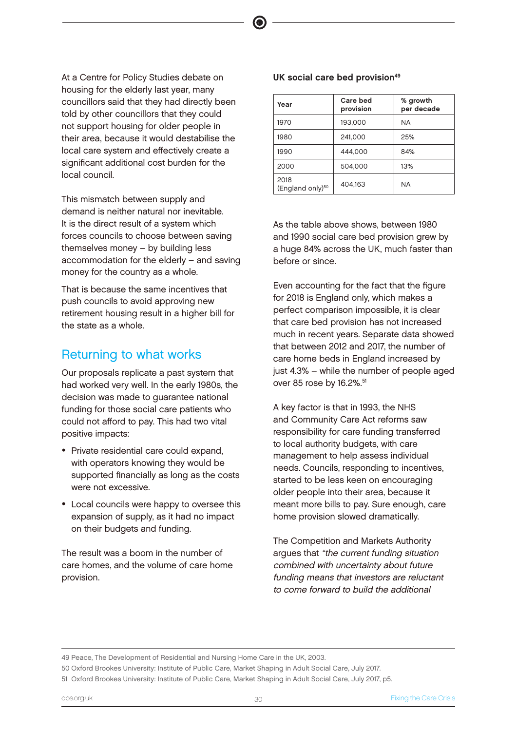At a Centre for Policy Studies debate on housing for the elderly last year, many councillors said that they had directly been told by other councillors that they could not support housing for older people in their area, because it would destabilise the local care system and effectively create a significant additional cost burden for the local council.

This mismatch between supply and demand is neither natural nor inevitable. It is the direct result of a system which forces councils to choose between saving themselves money – by building less accommodation for the elderly – and saving money for the country as a whole.

That is because the same incentives that push councils to avoid approving new retirement housing result in a higher bill for the state as a whole.

## Returning to what works

Our proposals replicate a past system that had worked very well. In the early 1980s, the decision was made to guarantee national funding for those social care patients who could not afford to pay. This had two vital positive impacts:

- Private residential care could expand, with operators knowing they would be supported financially as long as the costs were not excessive.
- Local councils were happy to oversee this expansion of supply, as it had no impact on their budgets and funding.

The result was a boom in the number of care homes, and the volume of care home provision.

**UK social care bed provision**[49]

| Year | Care bed provision | % growth per decade |
|---|---|---|
| 1970 | 193,000 | NA |
| 1980 | 241,000 | 25% |
| 1990 | 444,000 | 84% |
| 2000 | 504,000 | 13% |
| 2018 (England only)[50] | 404,163 | NA |

As the table above shows, between 1980 and 1990 social care bed provision grew by a huge 84% across the UK, much faster than before or since.

Even accounting for the fact that the figure for 2018 is England only, which makes a perfect comparison impossible, it is clear that care bed provision has not increased much in recent years. Separate data showed that between 2012 and 2017, the number of care home beds in England increased by just 4.3% – while the number of people aged over 85 rose by 16.2%.[51]

A key factor is that in 1993, the NHS and Community Care Act reforms saw responsibility for care funding transferred to local authority budgets, with care management to help assess individual needs. Councils, responding to incentives, started to be less keen on encouraging older people into their area, because it meant more bills to pay. Sure enough, care home provision slowed dramatically.

The Competition and Markets Authority argues that *"the current funding situation combined with uncertainty about future funding means that investors are reluctant to come forward to build the additional*

---

49 Peace, The Development of Residential and Nursing Home Care in the UK, 2003.

50 Oxford Brookes University: Institute of Public Care, Market Shaping in Adult Social Care, July 2017.

51 Oxford Brookes University: Institute of Public Care, Market Shaping in Adult Social Care, July 2017, p5.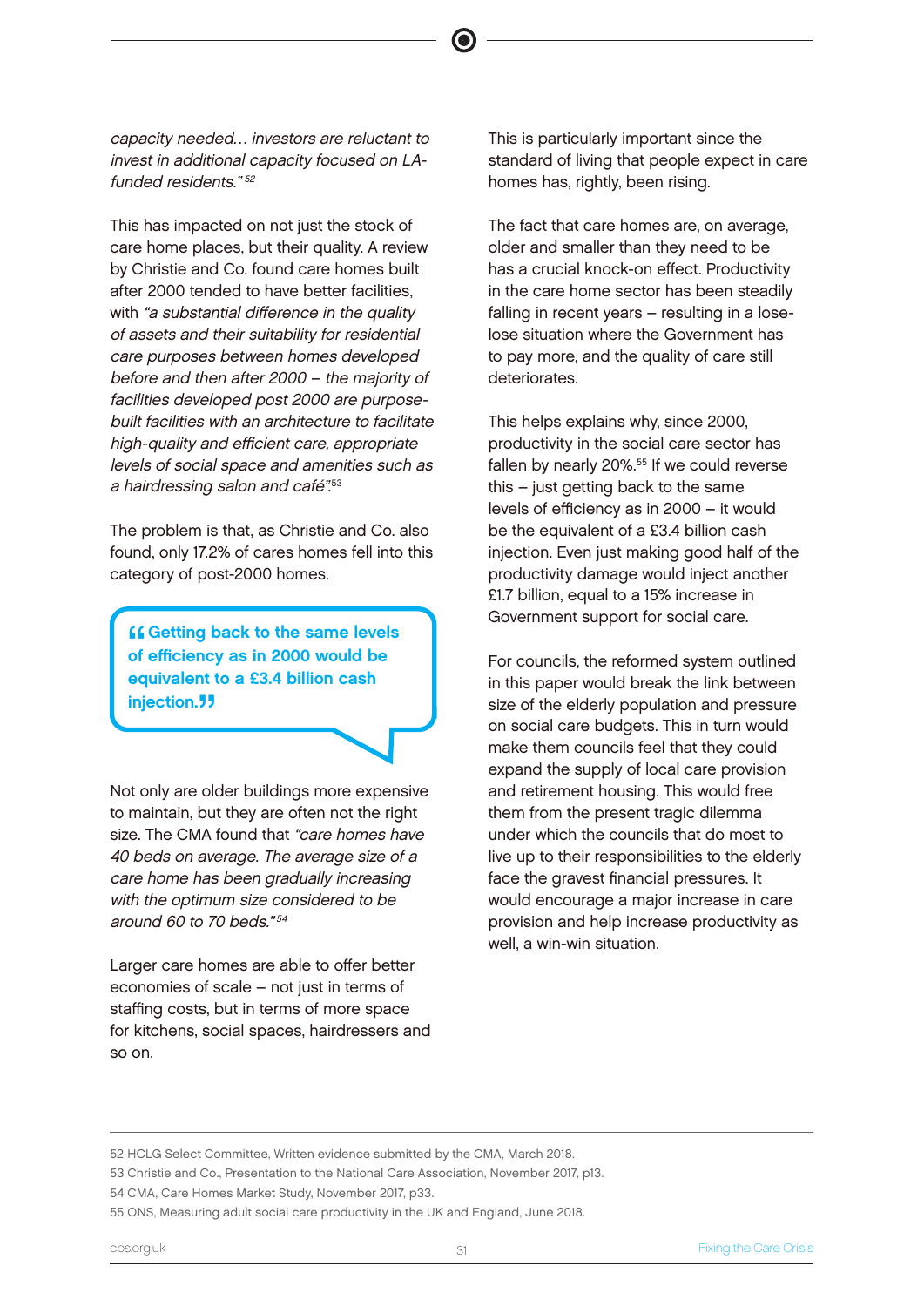*capacity needed… investors are reluctant to invest in additional capacity focused on LA-funded residents."* [52]

This has impacted on not just the stock of care home places, but their quality. A review by Christie and Co. found care homes built after 2000 tended to have better facilities, with *"a substantial difference in the quality of assets and their suitability for residential care purposes between homes developed before and then after 2000 – the majority of facilities developed post 2000 are purpose-built facilities with an architecture to facilitate high-quality and efficient care, appropriate levels of social space and amenities such as a hairdressing salon and café".* [53]

The problem is that, as Christie and Co. also found, only 17.2% of cares homes fell into this category of post-2000 homes.

> **"Getting back to the same levels of efficiency as in 2000 would be equivalent to a £3.4 billion cash injection."**

Not only are older buildings more expensive to maintain, but they are often not the right size. The CMA found that *"care homes have 40 beds on average. The average size of a care home has been gradually increasing with the optimum size considered to be around 60 to 70 beds."* [54]

Larger care homes are able to offer better economies of scale – not just in terms of staffing costs, but in terms of more space for kitchens, social spaces, hairdressers and so on.

This is particularly important since the standard of living that people expect in care homes has, rightly, been rising.

The fact that care homes are, on average, older and smaller than they need to be has a crucial knock-on effect. Productivity in the care home sector has been steadily falling in recent years – resulting in a lose-lose situation where the Government has to pay more, and the quality of care still deteriorates.

This helps explains why, since 2000, productivity in the social care sector has fallen by nearly 20%.[55] If we could reverse this – just getting back to the same levels of efficiency as in 2000 – it would be the equivalent of a £3.4 billion cash injection. Even just making good half of the productivity damage would inject another £1.7 billion, equal to a 15% increase in Government support for social care.

For councils, the reformed system outlined in this paper would break the link between size of the elderly population and pressure on social care budgets. This in turn would make them councils feel that they could expand the supply of local care provision and retirement housing. This would free them from the present tragic dilemma under which the councils that do most to live up to their responsibilities to the elderly face the gravest financial pressures. It would encourage a major increase in care provision and help increase productivity as well, a win-win situation.

---

52 HCLG Select Committee, Written evidence submitted by the CMA, March 2018.

53 Christie and Co., Presentation to the National Care Association, November 2017, p13.

54 CMA, Care Homes Market Study, November 2017, p33.

55 ONS, Measuring adult social care productivity in the UK and England, June 2018.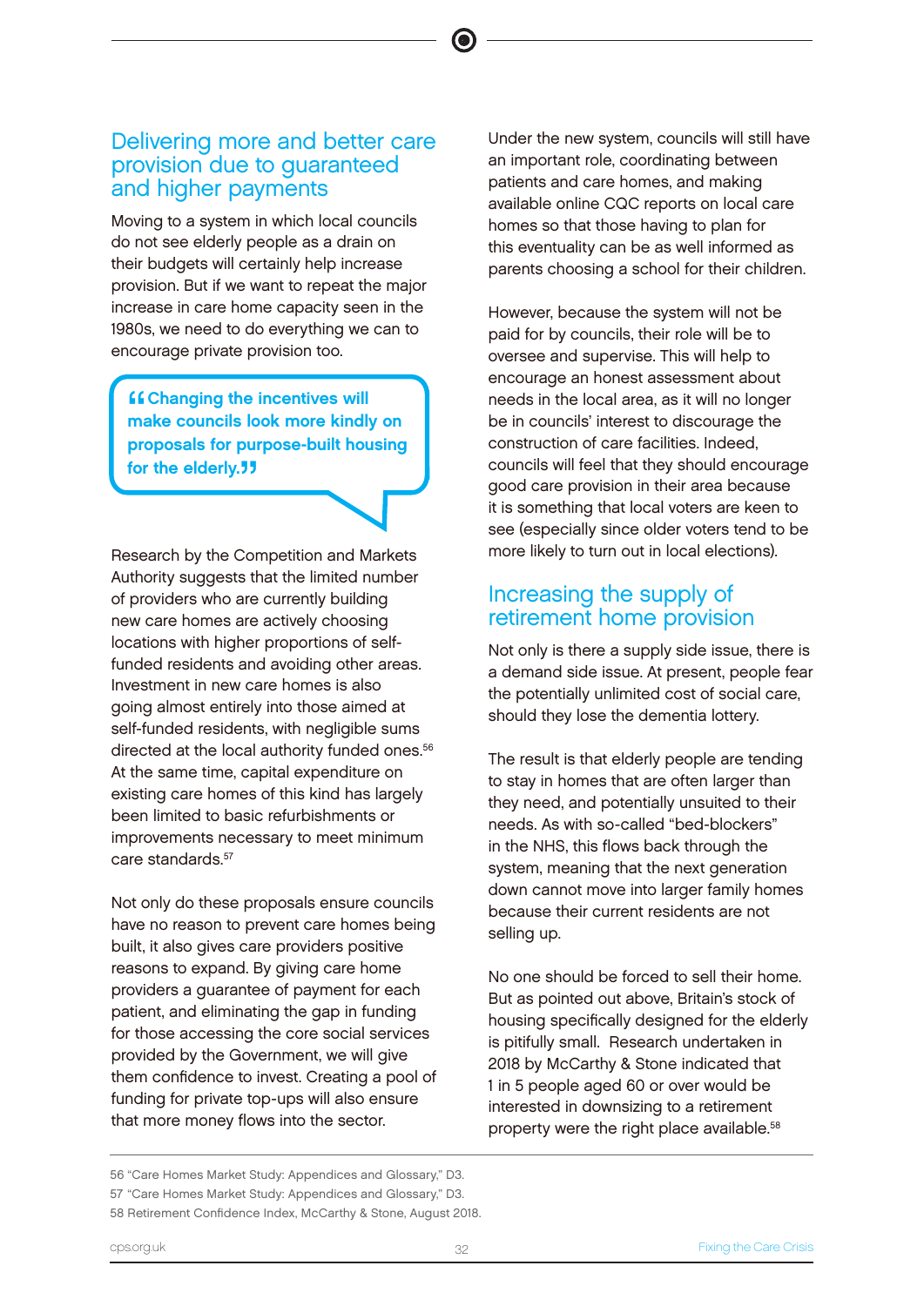## Delivering more and better care provision due to guaranteed and higher payments

Moving to a system in which local councils do not see elderly people as a drain on their budgets will certainly help increase provision. But if we want to repeat the major increase in care home capacity seen in the 1980s, we need to do everything we can to encourage private provision too.

> **"Changing the incentives will make councils look more kindly on proposals for purpose-built housing for the elderly."**

Research by the Competition and Markets Authority suggests that the limited number of providers who are currently building new care homes are actively choosing locations with higher proportions of self-funded residents and avoiding other areas. Investment in new care homes is also going almost entirely into those aimed at self-funded residents, with negligible sums directed at the local authority funded ones.[56] At the same time, capital expenditure on existing care homes of this kind has largely been limited to basic refurbishments or improvements necessary to meet minimum care standards.[57]

Not only do these proposals ensure councils have no reason to prevent care homes being built, it also gives care providers positive reasons to expand. By giving care home providers a guarantee of payment for each patient, and eliminating the gap in funding for those accessing the core social services provided by the Government, we will give them confidence to invest. Creating a pool of funding for private top-ups will also ensure that more money flows into the sector.

Under the new system, councils will still have an important role, coordinating between patients and care homes, and making available online CQC reports on local care homes so that those having to plan for this eventuality can be as well informed as parents choosing a school for their children.

However, because the system will not be paid for by councils, their role will be to oversee and supervise. This will help to encourage an honest assessment about needs in the local area, as it will no longer be in councils' interest to discourage the construction of care facilities. Indeed, councils will feel that they should encourage good care provision in their area because it is something that local voters are keen to see (especially since older voters tend to be more likely to turn out in local elections).

## Increasing the supply of retirement home provision

Not only is there a supply side issue, there is a demand side issue. At present, people fear the potentially unlimited cost of social care, should they lose the dementia lottery.

The result is that elderly people are tending to stay in homes that are often larger than they need, and potentially unsuited to their needs. As with so-called "bed-blockers" in the NHS, this flows back through the system, meaning that the next generation down cannot move into larger family homes because their current residents are not selling up.

No one should be forced to sell their home. But as pointed out above, Britain's stock of housing specifically designed for the elderly is pitifully small. Research undertaken in 2018 by McCarthy & Stone indicated that 1 in 5 people aged 60 or over would be interested in downsizing to a retirement property were the right place available.[58]

---

56 "Care Homes Market Study: Appendices and Glossary," D3.

57 "Care Homes Market Study: Appendices and Glossary," D3.

58 Retirement Confidence Index, McCarthy & Stone, August 2018.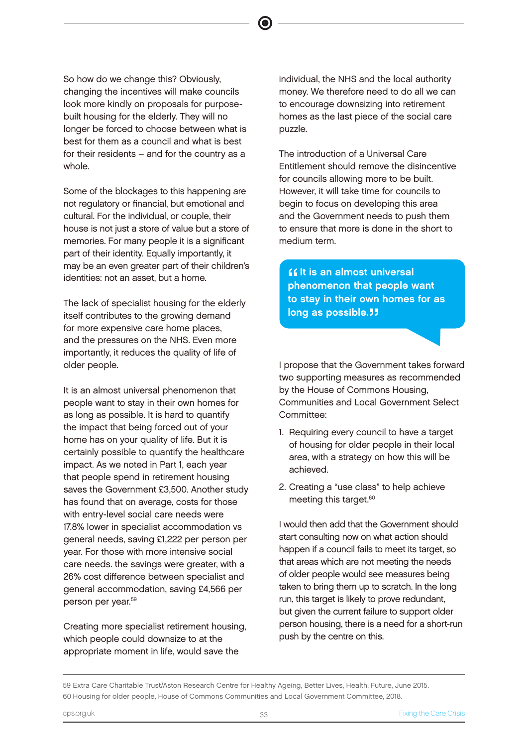So how do we change this? Obviously, changing the incentives will make councils look more kindly on proposals for purpose-built housing for the elderly. They will no longer be forced to choose between what is best for them as a council and what is best for their residents – and for the country as a whole.

Some of the blockages to this happening are not regulatory or financial, but emotional and cultural. For the individual, or couple, their house is not just a store of value but a store of memories. For many people it is a significant part of their identity. Equally importantly, it may be an even greater part of their children's identities: not an asset, but a home.

The lack of specialist housing for the elderly itself contributes to the growing demand for more expensive care home places, and the pressures on the NHS. Even more importantly, it reduces the quality of life of older people.

It is an almost universal phenomenon that people want to stay in their own homes for as long as possible. It is hard to quantify the impact that being forced out of your home has on your quality of life. But it is certainly possible to quantify the healthcare impact. As we noted in Part 1, each year that people spend in retirement housing saves the Government £3,500. Another study has found that on average, costs for those with entry-level social care needs were 17.8% lower in specialist accommodation vs general needs, saving £1,222 per person per year. For those with more intensive social care needs. the savings were greater, with a 26% cost difference between specialist and general accommodation, saving £4,566 per person per year.[59]

Creating more specialist retirement housing, which people could downsize to at the appropriate moment in life, would save the individual, the NHS and the local authority money. We therefore need to do all we can to encourage downsizing into retirement homes as the last piece of the social care puzzle.

The introduction of a Universal Care Entitlement should remove the disincentive for councils allowing more to be built. However, it will take time for councils to begin to focus on developing this area and the Government needs to push them to ensure that more is done in the short to medium term.

> **"It is an almost universal phenomenon that people want to stay in their own homes for as long as possible."**

I propose that the Government takes forward two supporting measures as recommended by the House of Commons Housing, Communities and Local Government Select Committee:

1. Requiring every council to have a target of housing for older people in their local area, with a strategy on how this will be achieved.
2. Creating a "use class" to help achieve meeting this target.[60]

I would then add that the Government should start consulting now on what action should happen if a council fails to meet its target, so that areas which are not meeting the needs of older people would see measures being taken to bring them up to scratch. In the long run, this target is likely to prove redundant, but given the current failure to support older person housing, there is a need for a short-run push by the centre on this.

---

59 Extra Care Charitable Trust/Aston Research Centre for Healthy Ageing, Better Lives, Health, Future, June 2015.

60 Housing for older people, House of Commons Communities and Local Government Committee, 2018.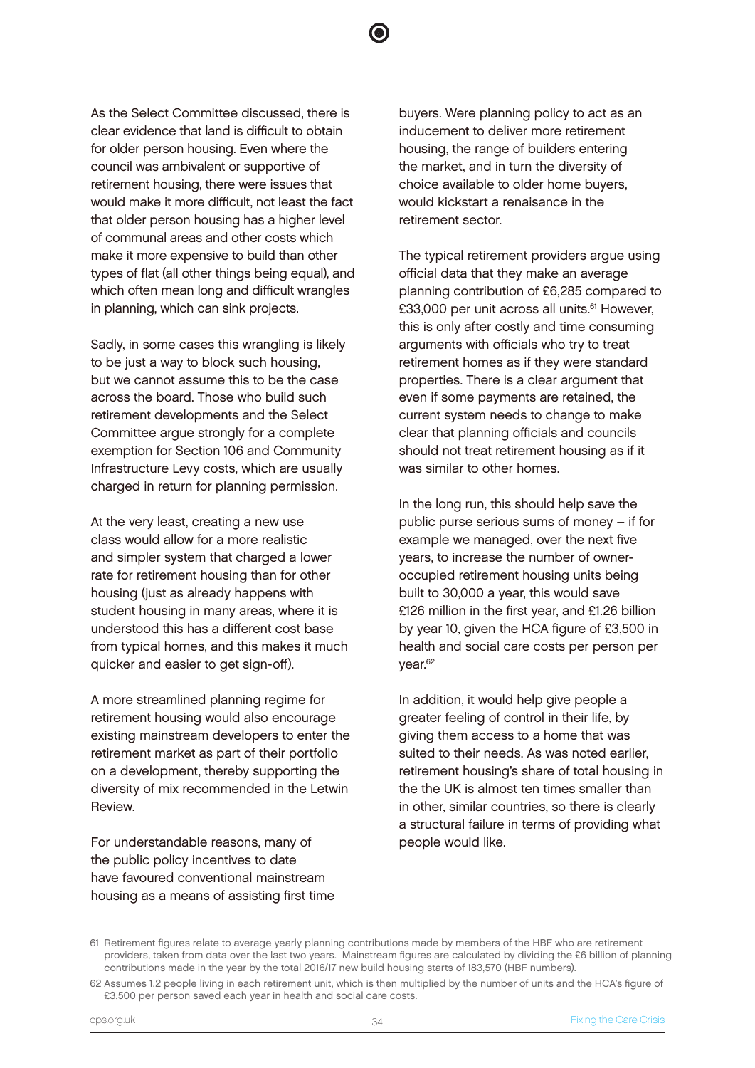As the Select Committee discussed, there is clear evidence that land is difficult to obtain for older person housing. Even where the council was ambivalent or supportive of retirement housing, there were issues that would make it more difficult, not least the fact that older person housing has a higher level of communal areas and other costs which make it more expensive to build than other types of flat (all other things being equal), and which often mean long and difficult wrangles in planning, which can sink projects.

Sadly, in some cases this wrangling is likely to be just a way to block such housing, but we cannot assume this to be the case across the board. Those who build such retirement developments and the Select Committee argue strongly for a complete exemption for Section 106 and Community Infrastructure Levy costs, which are usually charged in return for planning permission.

At the very least, creating a new use class would allow for a more realistic and simpler system that charged a lower rate for retirement housing than for other housing (just as already happens with student housing in many areas, where it is understood this has a different cost base from typical homes, and this makes it much quicker and easier to get sign-off).

A more streamlined planning regime for retirement housing would also encourage existing mainstream developers to enter the retirement market as part of their portfolio on a development, thereby supporting the diversity of mix recommended in the Letwin Review.

For understandable reasons, many of the public policy incentives to date have favoured conventional mainstream housing as a means of assisting first time buyers. Were planning policy to act as an inducement to deliver more retirement housing, the range of builders entering the market, and in turn the diversity of choice available to older home buyers, would kickstart a renaisance in the retirement sector.

The typical retirement providers argue using official data that they make an average planning contribution of £6,285 compared to £33,000 per unit across all units.[61] However, this is only after costly and time consuming arguments with officials who try to treat retirement homes as if they were standard properties. There is a clear argument that even if some payments are retained, the current system needs to change to make clear that planning officials and councils should not treat retirement housing as if it was similar to other homes.

In the long run, this should help save the public purse serious sums of money – if for example we managed, over the next five years, to increase the number of owner-occupied retirement housing units being built to 30,000 a year, this would save £126 million in the first year, and £1.26 billion by year 10, given the HCA figure of £3,500 in health and social care costs per person per year.[62]

In addition, it would help give people a greater feeling of control in their life, by giving them access to a home that was suited to their needs. As was noted earlier, retirement housing's share of total housing in the the UK is almost ten times smaller than in other, similar countries, so there is clearly a structural failure in terms of providing what people would like.

---

61 Retirement figures relate to average yearly planning contributions made by members of the HBF who are retirement providers, taken from data over the last two years. Mainstream figures are calculated by dividing the £6 billion of planning contributions made in the year by the total 2016/17 new build housing starts of 183,570 (HBF numbers).

62 Assumes 1.2 people living in each retirement unit, which is then multiplied by the number of units and the HCA's figure of £3,500 per person saved each year in health and social care costs.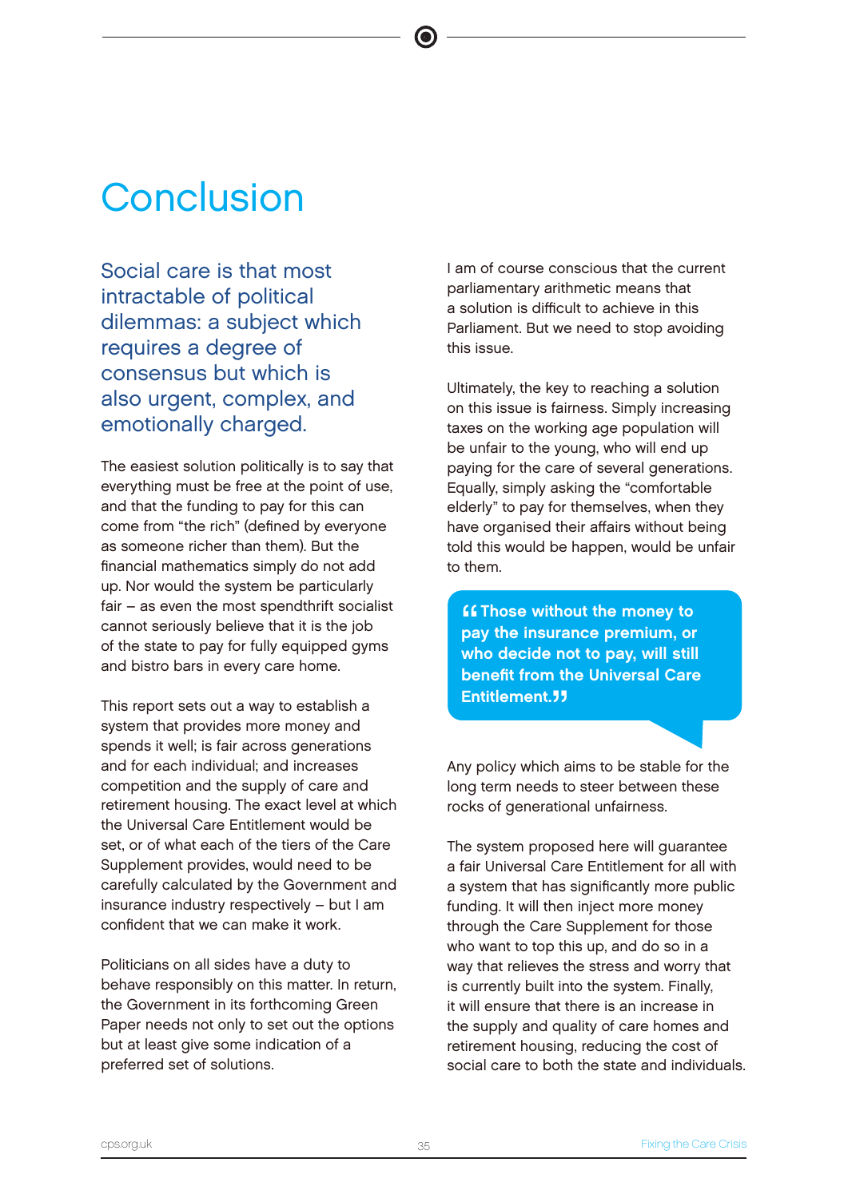# Conclusion

Social care is that most intractable of political dilemmas: a subject which requires a degree of consensus but which is also urgent, complex, and emotionally charged.

The easiest solution politically is to say that everything must be free at the point of use, and that the funding to pay for this can come from "the rich" (defined by everyone as someone richer than them). But the financial mathematics simply do not add up. Nor would the system be particularly fair – as even the most spendthrift socialist cannot seriously believe that it is the job of the state to pay for fully equipped gyms and bistro bars in every care home.

This report sets out a way to establish a system that provides more money and spends it well; is fair across generations and for each individual; and increases competition and the supply of care and retirement housing. The exact level at which the Universal Care Entitlement would be set, or of what each of the tiers of the Care Supplement provides, would need to be carefully calculated by the Government and insurance industry respectively – but I am confident that we can make it work.

Politicians on all sides have a duty to behave responsibly on this matter. In return, the Government in its forthcoming Green Paper needs not only to set out the options but at least give some indication of a preferred set of solutions.

I am of course conscious that the current parliamentary arithmetic means that a solution is difficult to achieve in this Parliament. But we need to stop avoiding this issue.

Ultimately, the key to reaching a solution on this issue is fairness. Simply increasing taxes on the working age population will be unfair to the young, who will end up paying for the care of several generations. Equally, simply asking the "comfortable elderly" to pay for themselves, when they have organised their affairs without being told this would be happen, would be unfair to them.

> **"Those without the money to pay the insurance premium, or who decide not to pay, will still benefit from the Universal Care Entitlement."**

Any policy which aims to be stable for the long term needs to steer between these rocks of generational unfairness.

The system proposed here will guarantee a fair Universal Care Entitlement for all with a system that has significantly more public funding. It will then inject more money through the Care Supplement for those who want to top this up, and do so in a way that relieves the stress and worry that is currently built into the system. Finally, it will ensure that there is an increase in the supply and quality of care homes and retirement housing, reducing the cost of social care to both the state and individuals.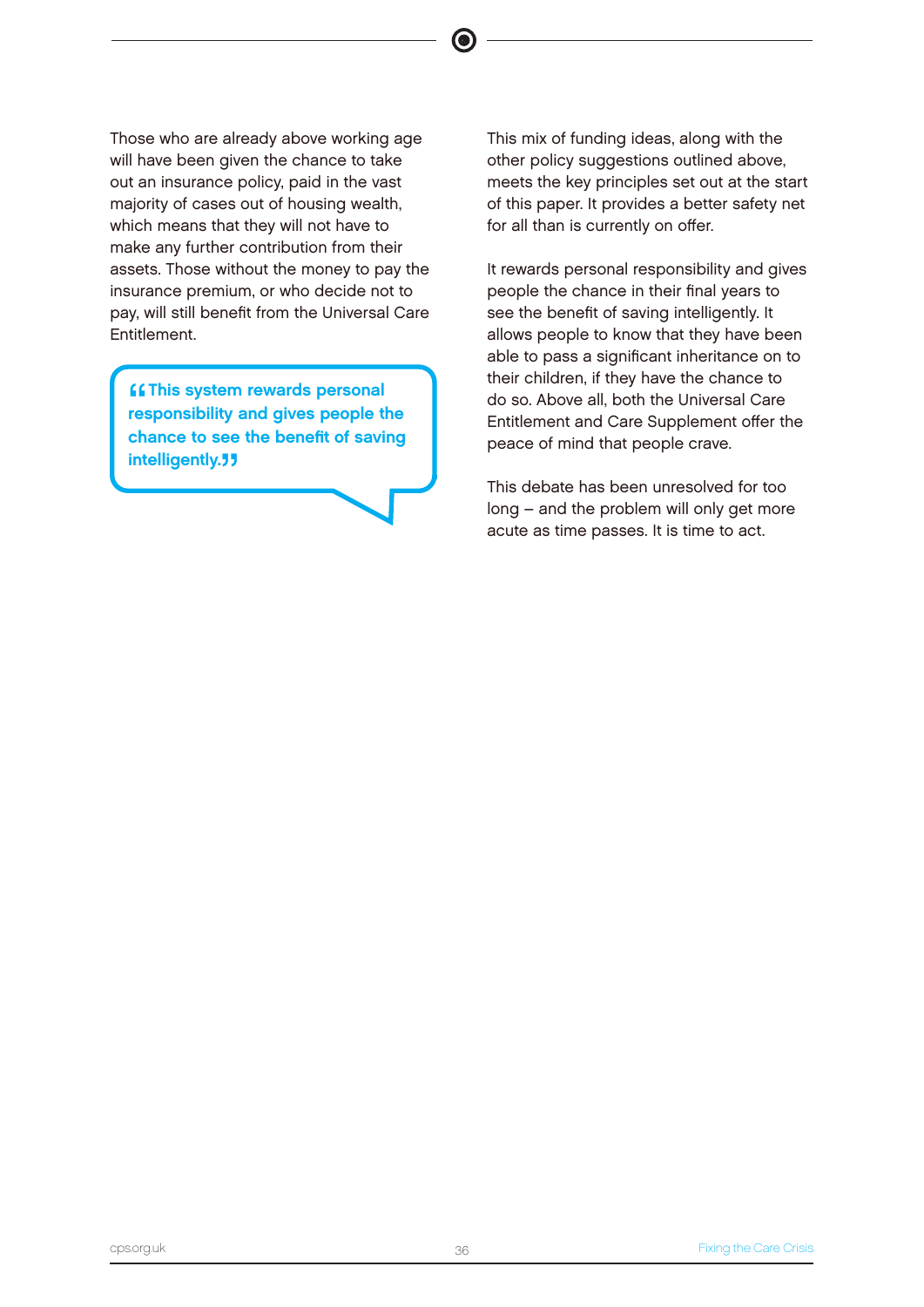Those who are already above working age will have been given the chance to take out an insurance policy, paid in the vast majority of cases out of housing wealth, which means that they will not have to make any further contribution from their assets. Those without the money to pay the insurance premium, or who decide not to pay, will still benefit from the Universal Care Entitlement.

> **“This system rewards personal responsibility and gives people the chance to see the benefit of saving intelligently.”**

This mix of funding ideas, along with the other policy suggestions outlined above, meets the key principles set out at the start of this paper. It provides a better safety net for all than is currently on offer.

It rewards personal responsibility and gives people the chance in their final years to see the benefit of saving intelligently. It allows people to know that they have been able to pass a significant inheritance on to their children, if they have the chance to do so. Above all, both the Universal Care Entitlement and Care Supplement offer the peace of mind that people crave.

This debate has been unresolved for too long – and the problem will only get more acute as time passes. It is time to act.